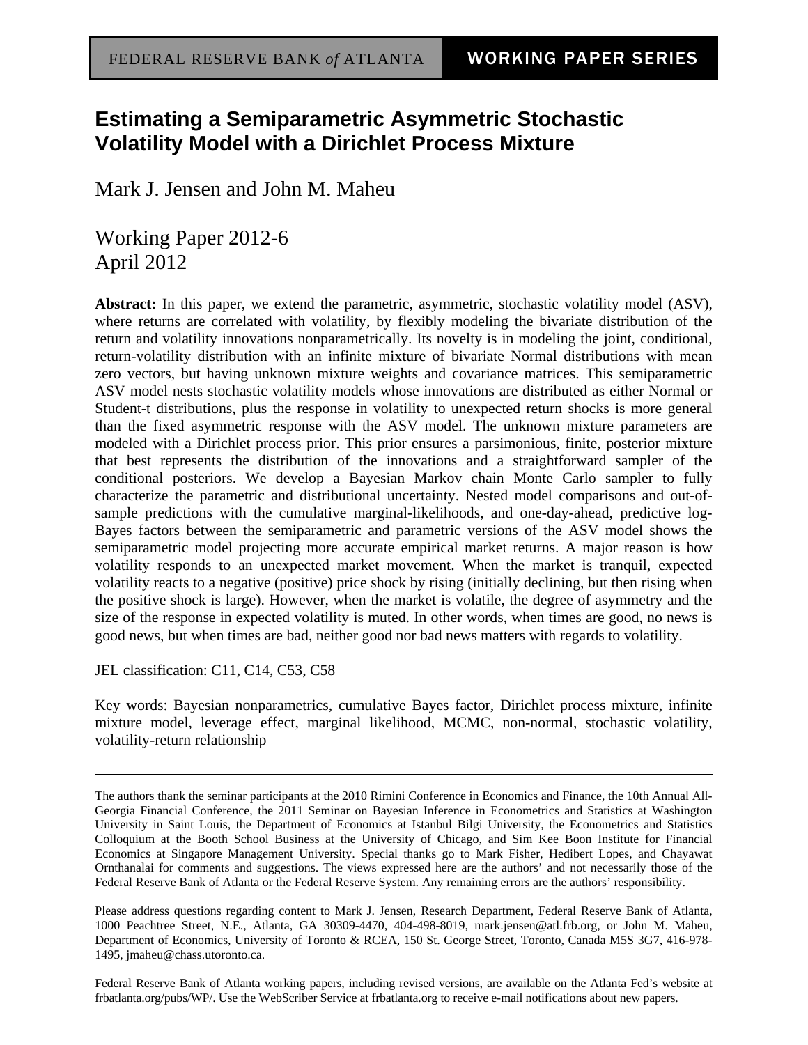FEDERAL RESERVE BANK *of* ATLANTA | WORKING PAPER SERIES

# Estimating a Semiparametric Asymmetric Stochastic Volatility Model with a Dirichlet Process Mixture

Mark J. Jensen and John M. Maheu

Working Paper 2012-6
April 2012

**Abstract:** In this paper, we extend the parametric, asymmetric, stochastic volatility model (ASV), where returns are correlated with volatility, by flexibly modeling the bivariate distribution of the return and volatility innovations nonparametrically. Its novelty is in modeling the joint, conditional, return-volatility distribution with an infinite mixture of bivariate Normal distributions with mean zero vectors, but having unknown mixture weights and covariance matrices. This semiparametric ASV model nests stochastic volatility models whose innovations are distributed as either Normal or Student-t distributions, plus the response in volatility to unexpected return shocks is more general than the fixed asymmetric response with the ASV model. The unknown mixture parameters are modeled with a Dirichlet process prior. This prior ensures a parsimonious, finite, posterior mixture that best represents the distribution of the innovations and a straightforward sampler of the conditional posteriors. We develop a Bayesian Markov chain Monte Carlo sampler to fully characterize the parametric and distributional uncertainty. Nested model comparisons and out-of-sample predictions with the cumulative marginal-likelihoods, and one-day-ahead, predictive log-Bayes factors between the semiparametric and parametric versions of the ASV model shows the semiparametric model projecting more accurate empirical market returns. A major reason is how volatility responds to an unexpected market movement. When the market is tranquil, expected volatility reacts to a negative (positive) price shock by rising (initially declining, but then rising when the positive shock is large). However, when the market is volatile, the degree of asymmetry and the size of the response in expected volatility is muted. In other words, when times are good, no news is good news, but when times are bad, neither good nor bad news matters with regards to volatility.

JEL classification: C11, C14, C53, C58

Key words: Bayesian nonparametrics, cumulative Bayes factor, Dirichlet process mixture, infinite mixture model, leverage effect, marginal likelihood, MCMC, non-normal, stochastic volatility, volatility-return relationship

---

The authors thank the seminar participants at the 2010 Rimini Conference in Economics and Finance, the 10th Annual All-Georgia Financial Conference, the 2011 Seminar on Bayesian Inference in Econometrics and Statistics at Washington University in Saint Louis, the Department of Economics at Istanbul Bilgi University, the Econometrics and Statistics Colloquium at the Booth School Business at the University of Chicago, and Sim Kee Boon Institute for Financial Economics at Singapore Management University. Special thanks go to Mark Fisher, Hedibert Lopes, and Chayawat Ornthanalai for comments and suggestions. The views expressed here are the authors' and not necessarily those of the Federal Reserve Bank of Atlanta or the Federal Reserve System. Any remaining errors are the authors' responsibility.

Please address questions regarding content to Mark J. Jensen, Research Department, Federal Reserve Bank of Atlanta, 1000 Peachtree Street, N.E., Atlanta, GA 30309-4470, 404-498-8019, mark.jensen@atl.frb.org, or John M. Maheu, Department of Economics, University of Toronto & RCEA, 150 St. George Street, Toronto, Canada M5S 3G7, 416-978-1495, jmaheu@chass.utoronto.ca.

Federal Reserve Bank of Atlanta working papers, including revised versions, are available on the Atlanta Fed's website at frbatlanta.org/pubs/WP/. Use the WebScriber Service at frbatlanta.org to receive e-mail notifications about new papers.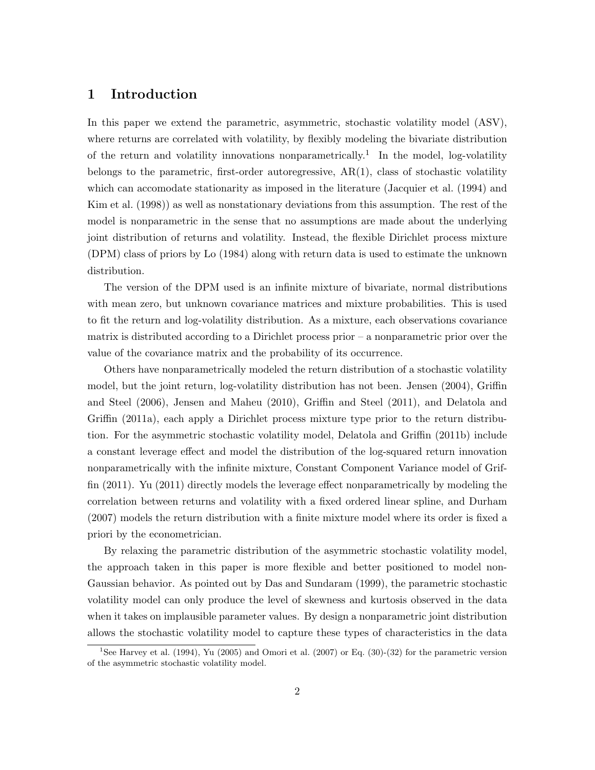# 1 Introduction

In this paper we extend the parametric, asymmetric, stochastic volatility model (ASV), where returns are correlated with volatility, by flexibly modeling the bivariate distribution of the return and volatility innovations nonparametrically.[1] In the model, log-volatility belongs to the parametric, first-order autoregressive, AR(1), class of stochastic volatility which can accomodate stationarity as imposed in the literature (Jacquier et al. (1994) and Kim et al. (1998)) as well as nonstationary deviations from this assumption. The rest of the model is nonparametric in the sense that no assumptions are made about the underlying joint distribution of returns and volatility. Instead, the flexible Dirichlet process mixture (DPM) class of priors by Lo (1984) along with return data is used to estimate the unknown distribution.

The version of the DPM used is an infinite mixture of bivariate, normal distributions with mean zero, but unknown covariance matrices and mixture probabilities. This is used to fit the return and log-volatility distribution. As a mixture, each observations covariance matrix is distributed according to a Dirichlet process prior – a nonparametric prior over the value of the covariance matrix and the probability of its occurrence.

Others have nonparametrically modeled the return distribution of a stochastic volatility model, but the joint return, log-volatility distribution has not been. Jensen (2004), Griffin and Steel (2006), Jensen and Maheu (2010), Griffin and Steel (2011), and Delatola and Griffin (2011a), each apply a Dirichlet process mixture type prior to the return distribution. For the asymmetric stochastic volatility model, Delatola and Griffin (2011b) include a constant leverage effect and model the distribution of the log-squared return innovation nonparametrically with the infinite mixture, Constant Component Variance model of Griffin (2011). Yu (2011) directly models the leverage effect nonparametrically by modeling the correlation between returns and volatility with a fixed ordered linear spline, and Durham (2007) models the return distribution with a finite mixture model where its order is fixed a priori by the econometrician.

By relaxing the parametric distribution of the asymmetric stochastic volatility model, the approach taken in this paper is more flexible and better positioned to model non-Gaussian behavior. As pointed out by Das and Sundaram (1999), the parametric stochastic volatility model can only produce the level of skewness and kurtosis observed in the data when it takes on implausible parameter values. By design a nonparametric joint distribution allows the stochastic volatility model to capture these types of characteristics in the data

[1] See Harvey et al. (1994), Yu (2005) and Omori et al. (2007) or Eq. (30)-(32) for the parametric version of the asymmetric stochastic volatility model.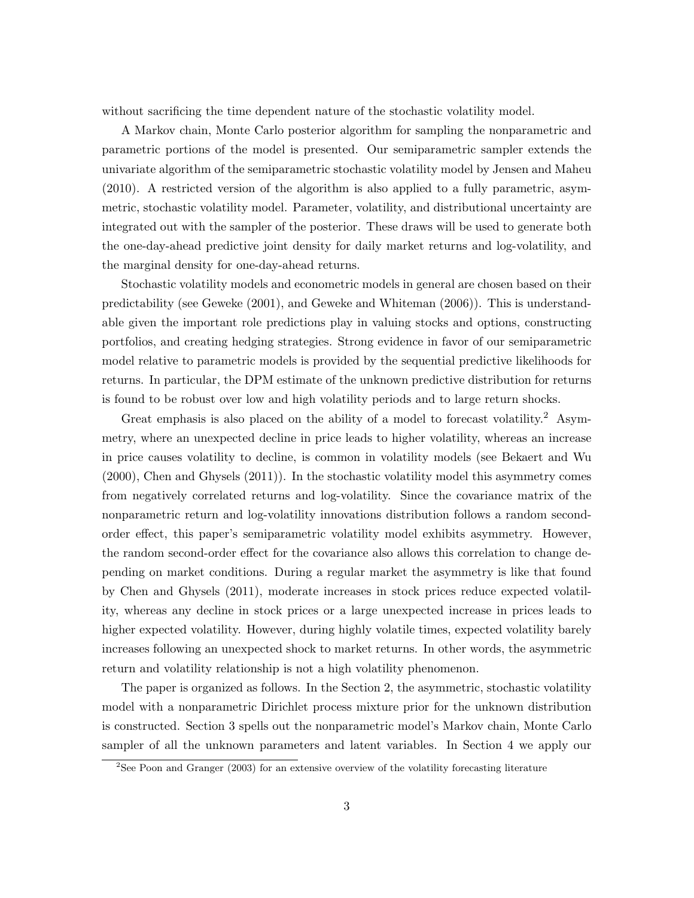without sacrificing the time dependent nature of the stochastic volatility model.

A Markov chain, Monte Carlo posterior algorithm for sampling the nonparametric and parametric portions of the model is presented. Our semiparametric sampler extends the univariate algorithm of the semiparametric stochastic volatility model by Jensen and Maheu (2010). A restricted version of the algorithm is also applied to a fully parametric, asymmetric, stochastic volatility model. Parameter, volatility, and distributional uncertainty are integrated out with the sampler of the posterior. These draws will be used to generate both the one-day-ahead predictive joint density for daily market returns and log-volatility, and the marginal density for one-day-ahead returns.

Stochastic volatility models and econometric models in general are chosen based on their predictability (see Geweke (2001), and Geweke and Whiteman (2006)). This is understandable given the important role predictions play in valuing stocks and options, constructing portfolios, and creating hedging strategies. Strong evidence in favor of our semiparametric model relative to parametric models is provided by the sequential predictive likelihoods for returns. In particular, the DPM estimate of the unknown predictive distribution for returns is found to be robust over low and high volatility periods and to large return shocks.

Great emphasis is also placed on the ability of a model to forecast volatility.[2] Asymmetry, where an unexpected decline in price leads to higher volatility, whereas an increase in price causes volatility to decline, is common in volatility models (see Bekaert and Wu (2000), Chen and Ghysels (2011)). In the stochastic volatility model this asymmetry comes from negatively correlated returns and log-volatility. Since the covariance matrix of the nonparametric return and log-volatility innovations distribution follows a random second-order effect, this paper's semiparametric volatility model exhibits asymmetry. However, the random second-order effect for the covariance also allows this correlation to change depending on market conditions. During a regular market the asymmetry is like that found by Chen and Ghysels (2011), moderate increases in stock prices reduce expected volatility, whereas any decline in stock prices or a large unexpected increase in prices leads to higher expected volatility. However, during highly volatile times, expected volatility barely increases following an unexpected shock to market returns. In other words, the asymmetric return and volatility relationship is not a high volatility phenomenon.

The paper is organized as follows. In the Section 2, the asymmetric, stochastic volatility model with a nonparametric Dirichlet process mixture prior for the unknown distribution is constructed. Section 3 spells out the nonparametric model's Markov chain, Monte Carlo sampler of all the unknown parameters and latent variables. In Section 4 we apply our

[2] See Poon and Granger (2003) for an extensive overview of the volatility forecasting literature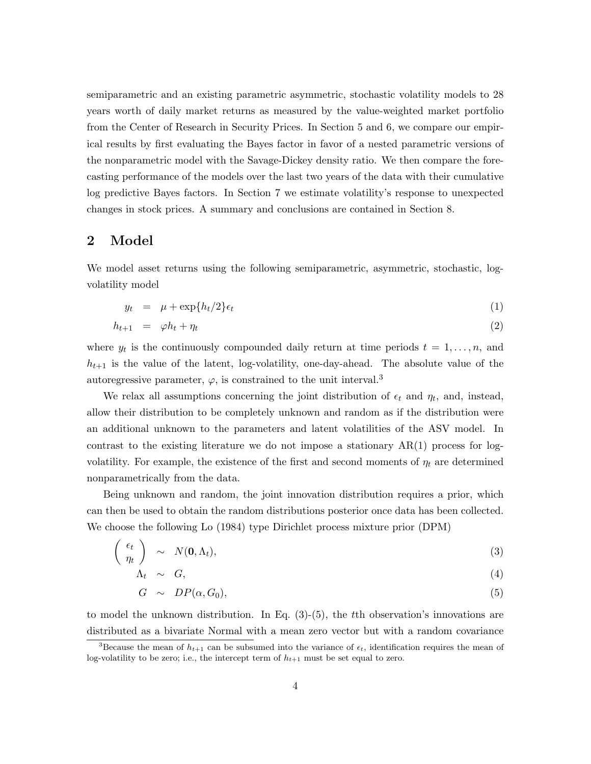semiparametric and an existing parametric asymmetric, stochastic volatility models to 28 years worth of daily market returns as measured by the value-weighted market portfolio from the Center of Research in Security Prices. In Section 5 and 6, we compare our empirical results by first evaluating the Bayes factor in favor of a nested parametric versions of the nonparametric model with the Savage-Dickey density ratio. We then compare the forecasting performance of the models over the last two years of the data with their cumulative log predictive Bayes factors. In Section 7 we estimate volatility's response to unexpected changes in stock prices. A summary and conclusions are contained in Section 8.

## 2 Model

We model asset returns using the following semiparametric, asymmetric, stochastic, log-volatility model

$$
\begin{aligned}
y_t &= \mu + \exp\{h_t/2\}\epsilon_t && (1)\\
h_{t+1} &= \varphi h_t + \eta_t && (2)
\end{aligned}
$$

where $y_t$ is the continuously compounded daily return at time periods $t = 1, \ldots, n$, and $h_{t+1}$ is the value of the latent, log-volatility, one-day-ahead. The absolute value of the autoregressive parameter, $\varphi$, is constrained to the unit interval.[3]

We relax all assumptions concerning the joint distribution of $\epsilon_t$ and $\eta_t$, and, instead, allow their distribution to be completely unknown and random as if the distribution were an additional unknown to the parameters and latent volatilities of the ASV model. In contrast to the existing literature we do not impose a stationary AR(1) process for log-volatility. For example, the existence of the first and second moments of $\eta_t$ are determined nonparametrically from the data.

Being unknown and random, the joint innovation distribution requires a prior, which can then be used to obtain the random distributions posterior once data has been collected. We choose the following Lo (1984) type Dirichlet process mixture prior (DPM)

$$
\begin{aligned}
\begin{pmatrix} \epsilon_t \\ \eta_t \end{pmatrix} &\sim N(\mathbf{0}, \Lambda_t), && (3)\\
\Lambda_t &\sim G, && (4)\\
G &\sim DP(\alpha, G_0), && (5)
\end{aligned}
$$

to model the unknown distribution. In Eq. (3)-(5), the $t$th observation's innovations are distributed as a bivariate Normal with a mean zero vector but with a random covariance

[3] Because the mean of $h_{t+1}$ can be subsumed into the variance of $\epsilon_t$, identification requires the mean of log-volatility to be zero; i.e., the intercept term of $h_{t+1}$ must be set equal to zero.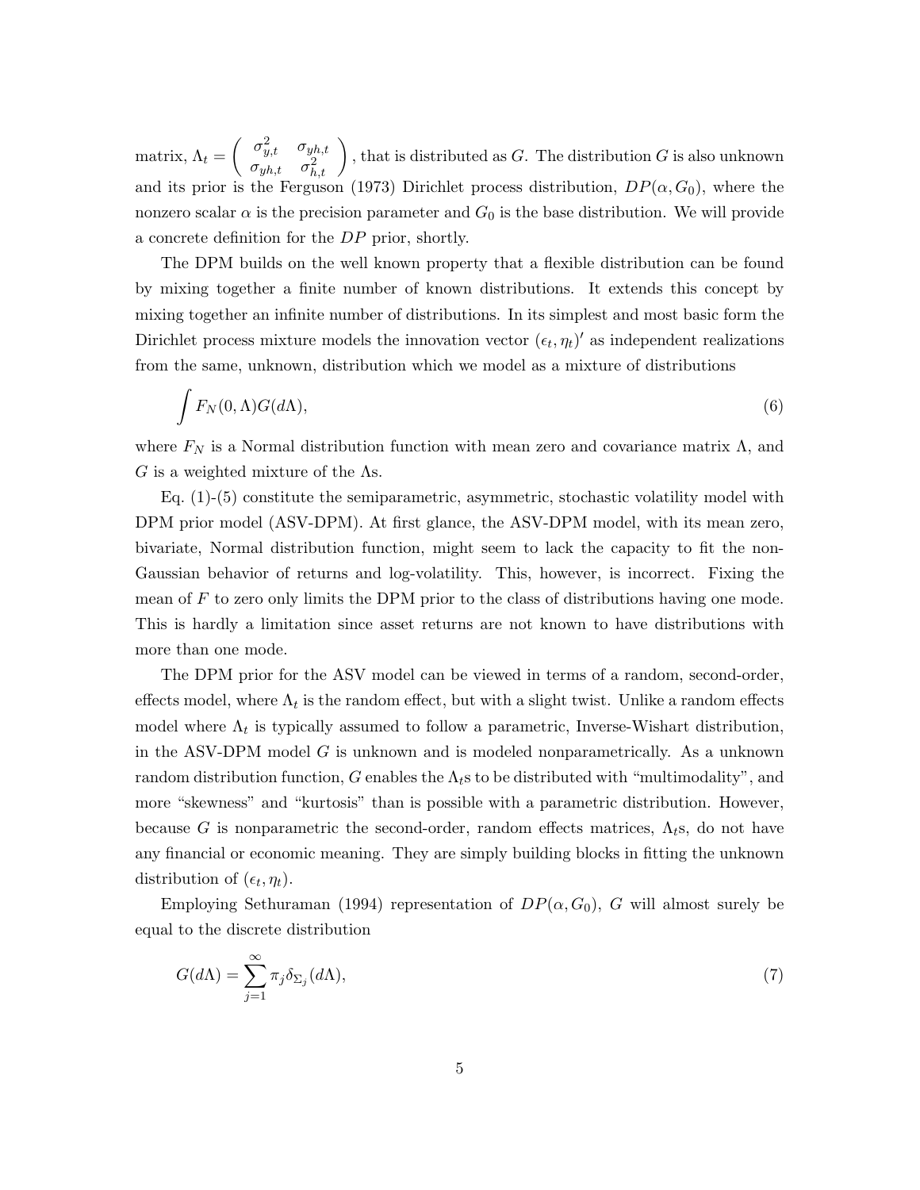matrix, $\Lambda_t = \begin{pmatrix} \sigma^2_{y,t} & \sigma_{yh,t} \\ \sigma_{yh,t} & \sigma^2_{h,t} \end{pmatrix}$, that is distributed as $G$. The distribution $G$ is also unknown and its prior is the Ferguson (1973) Dirichlet process distribution, $DP(\alpha, G_0)$, where the nonzero scalar $\alpha$ is the precision parameter and $G_0$ is the base distribution. We will provide a concrete definition for the $DP$ prior, shortly.

The DPM builds on the well known property that a flexible distribution can be found by mixing together a finite number of known distributions. It extends this concept by mixing together an infinite number of distributions. In its simplest and most basic form the Dirichlet process mixture models the innovation vector $(\epsilon_t, \eta_t)'$ as independent realizations from the same, unknown, distribution which we model as a mixture of distributions

$$\int F_N(0, \Lambda) G(d\Lambda), \tag{6}$$

where $F_N$ is a Normal distribution function with mean zero and covariance matrix $\Lambda$, and $G$ is a weighted mixture of the $\Lambda$s.

Eq. (1)-(5) constitute the semiparametric, asymmetric, stochastic volatility model with DPM prior model (ASV-DPM). At first glance, the ASV-DPM model, with its mean zero, bivariate, Normal distribution function, might seem to lack the capacity to fit the non-Gaussian behavior of returns and log-volatility. This, however, is incorrect. Fixing the mean of $F$ to zero only limits the DPM prior to the class of distributions having one mode. This is hardly a limitation since asset returns are not known to have distributions with more than one mode.

The DPM prior for the ASV model can be viewed in terms of a random, second-order, effects model, where $\Lambda_t$ is the random effect, but with a slight twist. Unlike a random effects model where $\Lambda_t$ is typically assumed to follow a parametric, Inverse-Wishart distribution, in the ASV-DPM model $G$ is unknown and is modeled nonparametrically. As a unknown random distribution function, $G$ enables the $\Lambda_t$s to be distributed with "multimodality", and more "skewness" and "kurtosis" than is possible with a parametric distribution. However, because $G$ is nonparametric the second-order, random effects matrices, $\Lambda_t$s, do not have any financial or economic meaning. They are simply building blocks in fitting the unknown distribution of $(\epsilon_t, \eta_t)$.

Employing Sethuraman (1994) representation of $DP(\alpha, G_0)$, $G$ will almost surely be equal to the discrete distribution

$$G(d\Lambda) = \sum_{j=1}^{\infty} \pi_j \delta_{\Sigma_j}(d\Lambda), \tag{7}$$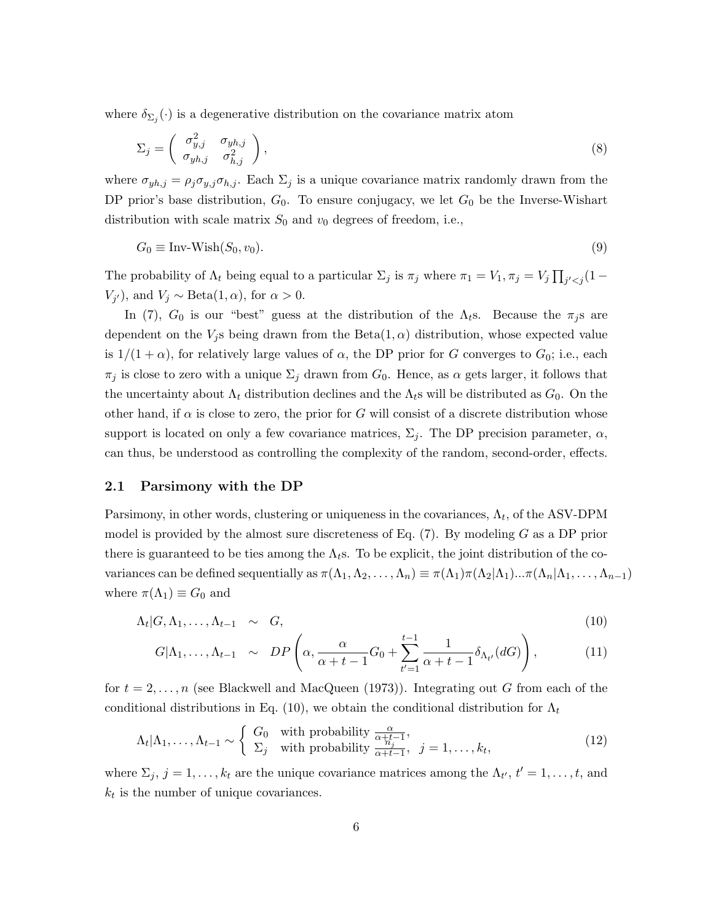where $\delta_{\Sigma_j}(\cdot)$ is a degenerative distribution on the covariance matrix atom

$$\Sigma_j = \begin{pmatrix} \sigma_{y,j}^2 & \sigma_{yh,j} \\ \sigma_{yh,j} & \sigma_{h,j}^2 \end{pmatrix}, \tag{8}$$

where $\sigma_{yh,j} = \rho_j \sigma_{y,j} \sigma_{h,j}$. Each $\Sigma_j$ is a unique covariance matrix randomly drawn from the DP prior's base distribution, $G_0$. To ensure conjugacy, we let $G_0$ be the Inverse-Wishart distribution with scale matrix $S_0$ and $v_0$ degrees of freedom, i.e.,

$$G_0 \equiv \text{Inv-Wish}(S_0, v_0). \tag{9}$$

The probability of $\Lambda_t$ being equal to a particular $\Sigma_j$ is $\pi_j$ where $\pi_1 = V_1, \pi_j = V_j \prod_{j'<j}(1 - V_{j'})$, and $V_j \sim \text{Beta}(1, \alpha)$, for $\alpha > 0$.

In (7), $G_0$ is our "best" guess at the distribution of the $\Lambda_t$s. Because the $\pi_j$s are dependent on the $V_j$s being drawn from the $\text{Beta}(1, \alpha)$ distribution, whose expected value is $1/(1+\alpha)$, for relatively large values of $\alpha$, the DP prior for $G$ converges to $G_0$; i.e., each $\pi_j$ is close to zero with a unique $\Sigma_j$ drawn from $G_0$. Hence, as $\alpha$ gets larger, it follows that the uncertainty about $\Lambda_t$ distribution declines and the $\Lambda_t$s will be distributed as $G_0$. On the other hand, if $\alpha$ is close to zero, the prior for $G$ will consist of a discrete distribution whose support is located on only a few covariance matrices, $\Sigma_j$. The DP precision parameter, $\alpha$, can thus, be understood as controlling the complexity of the random, second-order, effects.

## 2.1 Parsimony with the DP

Parsimony, in other words, clustering or uniqueness in the covariances, $\Lambda_t$, of the ASV-DPM model is provided by the almost sure discreteness of Eq. (7). By modeling $G$ as a DP prior there is guaranteed to be ties among the $\Lambda_t$s. To be explicit, the joint distribution of the covariances can be defined sequentially as $\pi(\Lambda_1, \Lambda_2, \ldots, \Lambda_n) \equiv \pi(\Lambda_1)\pi(\Lambda_2|\Lambda_1)\ldots\pi(\Lambda_n|\Lambda_1, \ldots, \Lambda_{n-1})$ where $\pi(\Lambda_1) \equiv G_0$ and

$$\Lambda_t | G, \Lambda_1, \ldots, \Lambda_{t-1} \sim G, \tag{10}$$

$$G | \Lambda_1, \ldots, \Lambda_{t-1} \sim DP\left(\alpha, \frac{\alpha}{\alpha+t-1} G_0 + \sum_{t'=1}^{t-1} \frac{1}{\alpha+t-1} \delta_{\Lambda_{t'}}(dG)\right), \tag{11}$$

for $t = 2, \ldots, n$ (see Blackwell and MacQueen (1973)). Integrating out $G$ from each of the conditional distributions in Eq. (10), we obtain the conditional distribution for $\Lambda_t$

$$\Lambda_t | \Lambda_1, \ldots, \Lambda_{t-1} \sim \begin{cases} G_0 & \text{with probability } \frac{\alpha}{\alpha+t-1}, \\ \Sigma_j & \text{with probability } \frac{n_j}{\alpha+t-1}, \quad j = 1, \ldots, k_t, \end{cases} \tag{12}$$

where $\Sigma_j$, $j = 1, \ldots, k_t$ are the unique covariance matrices among the $\Lambda_{t'}$, $t' = 1, \ldots, t$, and $k_t$ is the number of unique covariances.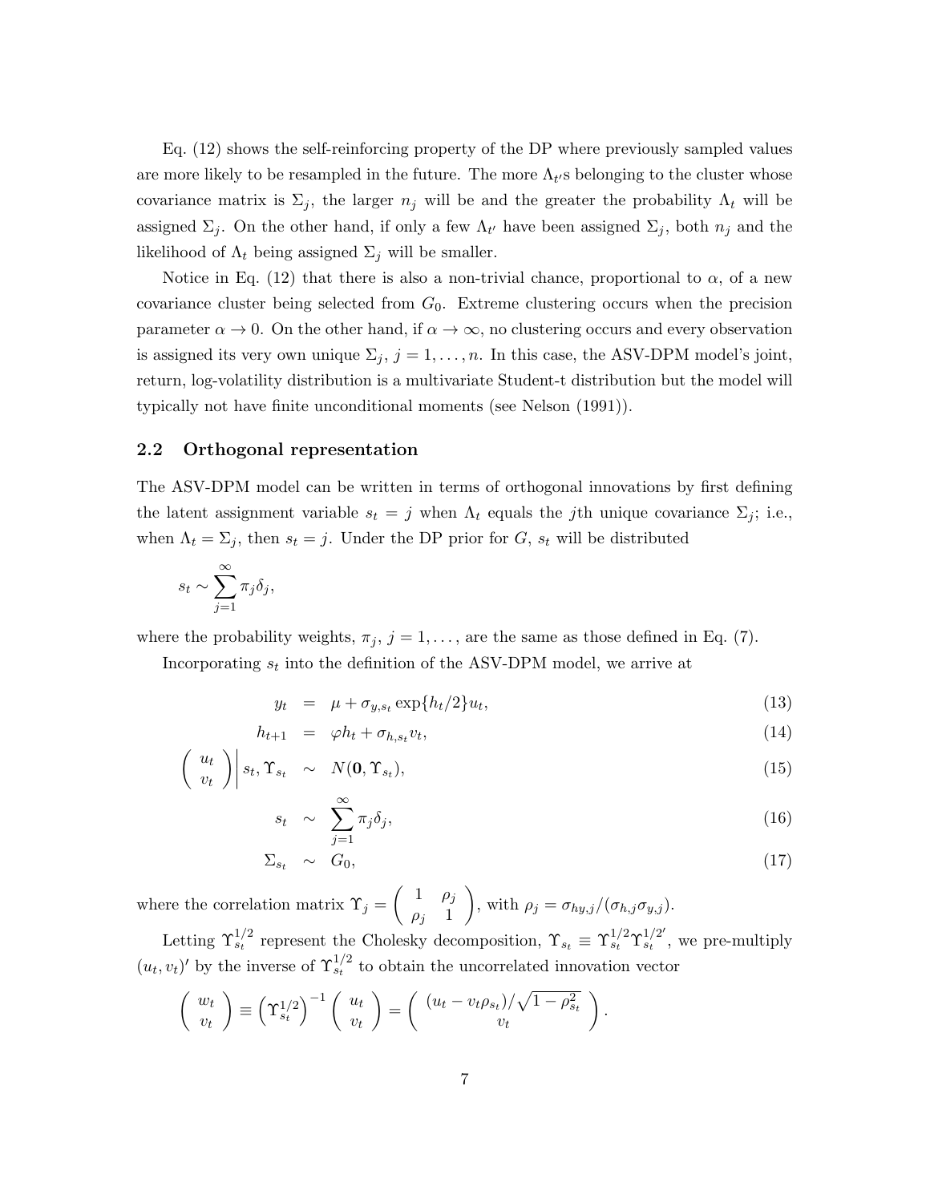Eq. (12) shows the self-reinforcing property of the DP where previously sampled values are more likely to be resampled in the future. The more $\Lambda_{t'}$s belonging to the cluster whose covariance matrix is $\Sigma_j$, the larger $n_j$ will be and the greater the probability $\Lambda_t$ will be assigned $\Sigma_j$. On the other hand, if only a few $\Lambda_{t'}$ have been assigned $\Sigma_j$, both $n_j$ and the likelihood of $\Lambda_t$ being assigned $\Sigma_j$ will be smaller.

Notice in Eq. (12) that there is also a non-trivial chance, proportional to $\alpha$, of a new covariance cluster being selected from $G_0$. Extreme clustering occurs when the precision parameter $\alpha \to 0$. On the other hand, if $\alpha \to \infty$, no clustering occurs and every observation is assigned its very own unique $\Sigma_j$, $j = 1, \ldots, n$. In this case, the ASV-DPM model's joint, return, log-volatility distribution is a multivariate Student-t distribution but the model will typically not have finite unconditional moments (see Nelson (1991)).

## 2.2 Orthogonal representation

The ASV-DPM model can be written in terms of orthogonal innovations by first defining the latent assignment variable $s_t = j$ when $\Lambda_t$ equals the $j$th unique covariance $\Sigma_j$; i.e., when $\Lambda_t = \Sigma_j$, then $s_t = j$. Under the DP prior for $G$, $s_t$ will be distributed

$$s_t \sim \sum_{j=1}^{\infty} \pi_j \delta_j,$$

where the probability weights, $\pi_j$, $j = 1, \ldots,$ are the same as those defined in Eq. (7).

Incorporating $s_t$ into the definition of the ASV-DPM model, we arrive at

$$y_t = \mu + \sigma_{y,s_t} \exp\{h_t/2\} u_t, \tag{13}$$

$$h_{t+1} = \varphi h_t + \sigma_{h,s_t} v_t, \tag{14}$$

$$\left( \begin{array}{c} u_t \\ v_t \end{array} \right) \Bigg| s_t, \Upsilon_{s_t} \sim N(\mathbf{0}, \Upsilon_{s_t}), \tag{15}$$

$$s_t \sim \sum_{j=1}^{\infty} \pi_j \delta_j, \tag{16}$$

$$\Sigma_{s_t} \sim G_0, \tag{17}$$

where the correlation matrix $\Upsilon_j = \left( \begin{array}{cc} 1 & \rho_j \\ \rho_j & 1 \end{array} \right)$, with $\rho_j = \sigma_{hy,j}/(\sigma_{h,j}\sigma_{y,j})$.

Letting $\Upsilon_{s_t}^{1/2}$ represent the Cholesky decomposition, $\Upsilon_{s_t} \equiv \Upsilon_{s_t}^{1/2} \Upsilon_{s_t}^{1/2'}$, we pre-multiply $(u_t, v_t)'$ by the inverse of $\Upsilon_{s_t}^{1/2}$ to obtain the uncorrelated innovation vector

$$\left( \begin{array}{c} w_t \\ v_t \end{array} \right) \equiv \left( \Upsilon_{s_t}^{1/2} \right)^{-1} \left( \begin{array}{c} u_t \\ v_t \end{array} \right) = \left( \begin{array}{c} (u_t - v_t \rho_{s_t})/\sqrt{1 - \rho_{s_t}^2} \\ v_t \end{array} \right).$$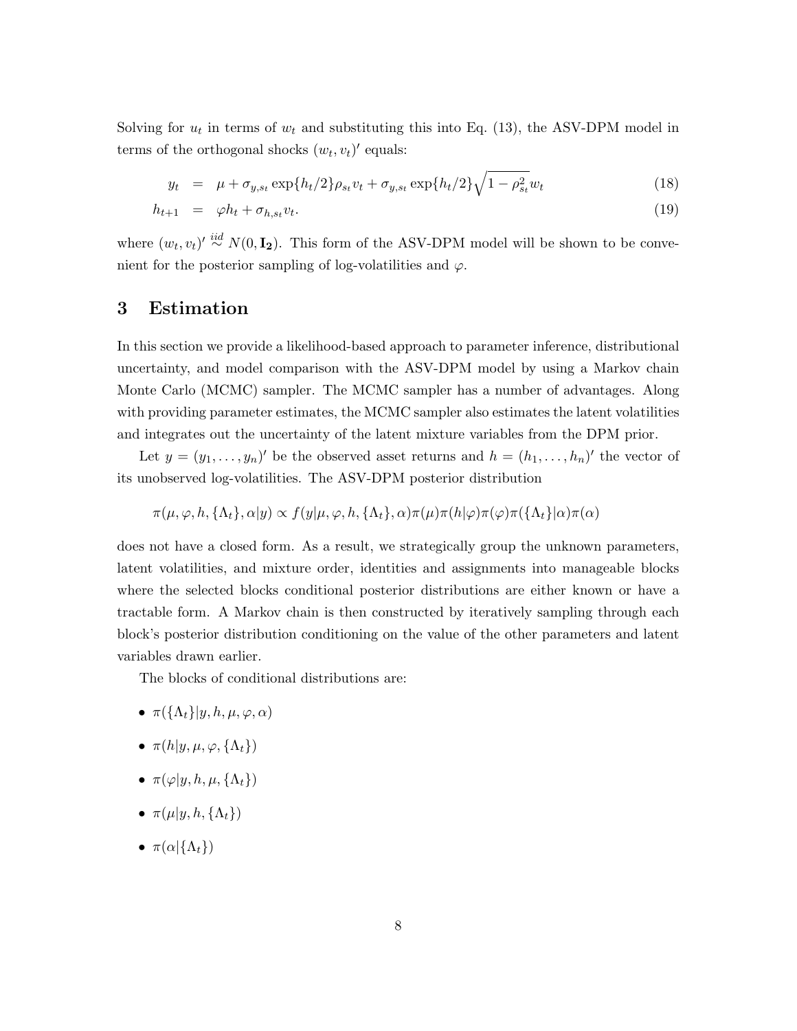Solving for $u_t$ in terms of $w_t$ and substituting this into Eq. (13), the ASV-DPM model in terms of the orthogonal shocks $(w_t, v_t)'$ equals:

$$
\begin{aligned}
y_t &= \mu + \sigma_{y,s_t} \exp\{h_t/2\}\rho_{s_t} v_t + \sigma_{y,s_t} \exp\{h_t/2\}\sqrt{1-\rho_{s_t}^2}\, w_t \qquad (18) \\
h_{t+1} &= \varphi h_t + \sigma_{h,s_t} v_t. \qquad (19)
\end{aligned}
$$

where $(w_t, v_t)' \overset{iid}{\sim} N(0, \mathbf{I_2})$. This form of the ASV-DPM model will be shown to be convenient for the posterior sampling of log-volatilities and $\varphi$.

# 3 Estimation

In this section we provide a likelihood-based approach to parameter inference, distributional uncertainty, and model comparison with the ASV-DPM model by using a Markov chain Monte Carlo (MCMC) sampler. The MCMC sampler has a number of advantages. Along with providing parameter estimates, the MCMC sampler also estimates the latent volatilities and integrates out the uncertainty of the latent mixture variables from the DPM prior.

Let $y = (y_1, \ldots, y_n)'$ be the observed asset returns and $h = (h_1, \ldots, h_n)'$ the vector of its unobserved log-volatilities. The ASV-DPM posterior distribution

$$
\pi(\mu, \varphi, h, \{\Lambda_t\}, \alpha | y) \propto f(y|\mu, \varphi, h, \{\Lambda_t\}, \alpha)\pi(\mu)\pi(h|\varphi)\pi(\varphi)\pi(\{\Lambda_t\}|\alpha)\pi(\alpha)
$$

does not have a closed form. As a result, we strategically group the unknown parameters, latent volatilities, and mixture order, identities and assignments into manageable blocks where the selected blocks conditional posterior distributions are either known or have a tractable form. A Markov chain is then constructed by iteratively sampling through each block's posterior distribution conditioning on the value of the other parameters and latent variables drawn earlier.

The blocks of conditional distributions are:

- $\pi(\{\Lambda_t\}|y, h, \mu, \varphi, \alpha)$
- $\pi(h|y, \mu, \varphi, \{\Lambda_t\})$
- $\pi(\varphi|y, h, \mu, \{\Lambda_t\})$
- $\pi(\mu|y, h, \{\Lambda_t\})$
- $\pi(\alpha|\{\Lambda_t\})$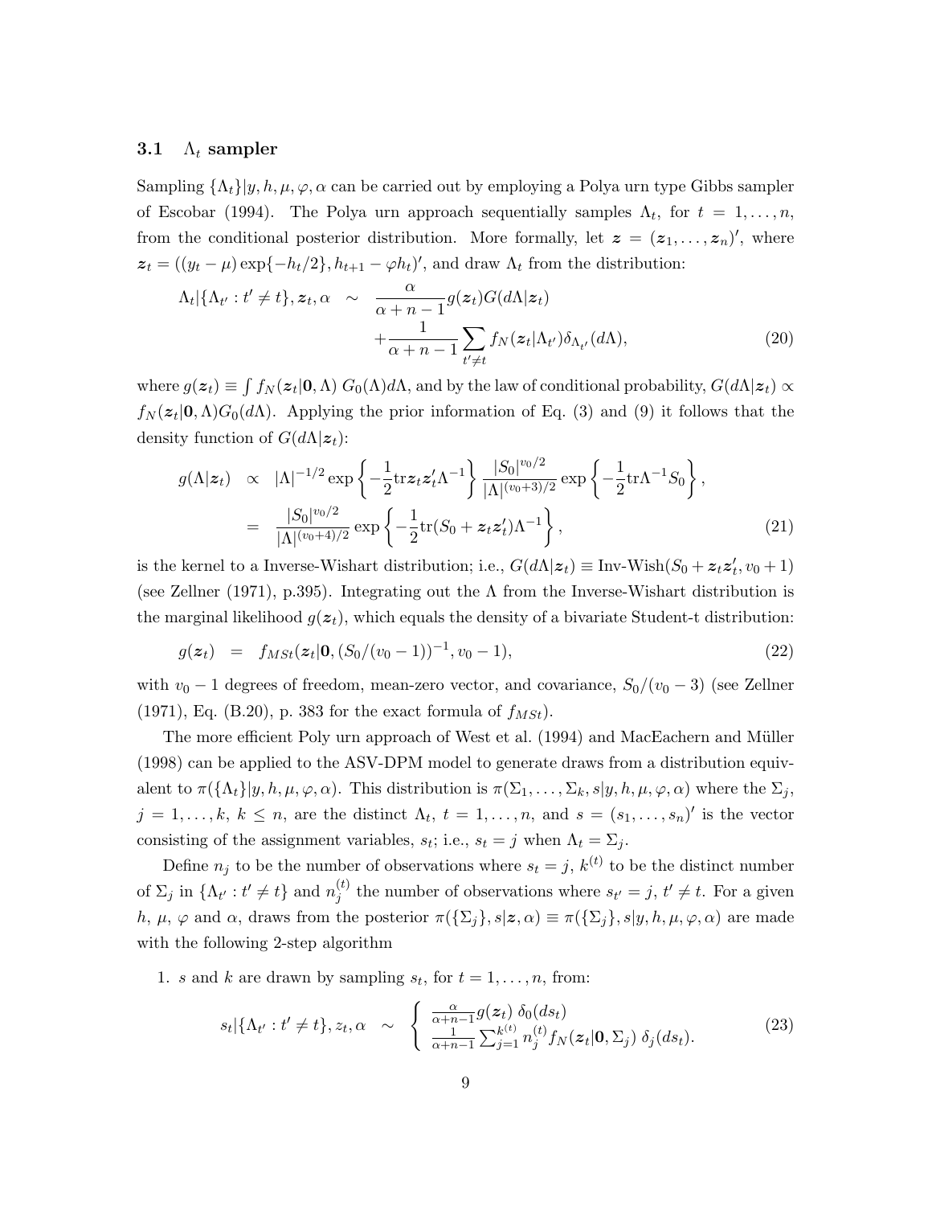### 3.1 $\Lambda_t$ sampler

Sampling $\{\Lambda_t\}|y, h, \mu, \varphi, \alpha$ can be carried out by employing a Polya urn type Gibbs sampler of Escobar (1994). The Polya urn approach sequentially samples $\Lambda_t$, for $t = 1, \ldots, n$, from the conditional posterior distribution. More formally, let $\boldsymbol{z} = (\boldsymbol{z}_1, \ldots, \boldsymbol{z}_n)'$, where $\boldsymbol{z}_t = ((y_t - \mu)\exp\{-h_t/2\}, h_{t+1} - \varphi h_t)'$, and draw $\Lambda_t$ from the distribution:

$$
\begin{aligned}
\Lambda_t|\{\Lambda_{t'} : t' \neq t\}, \boldsymbol{z}_t, \alpha \quad &\sim \quad \frac{\alpha}{\alpha + n - 1} g(\boldsymbol{z}_t) G(d\Lambda|\boldsymbol{z}_t) \\
&\quad + \frac{1}{\alpha + n - 1} \sum_{t' \neq t} f_N(\boldsymbol{z}_t|\Lambda_{t'}) \delta_{\Lambda_{t'}}(d\Lambda), \qquad (20)
\end{aligned}
$$

where $g(\boldsymbol{z}_t) \equiv \int f_N(\boldsymbol{z}_t|\boldsymbol{0}, \Lambda)\, G_0(\Lambda) d\Lambda$, and by the law of conditional probability, $G(d\Lambda|\boldsymbol{z}_t) \propto f_N(\boldsymbol{z}_t|\boldsymbol{0}, \Lambda) G_0(d\Lambda)$. Applying the prior information of Eq. (3) and (9) it follows that the density function of $G(d\Lambda|\boldsymbol{z}_t)$:

$$
\begin{aligned}
g(\Lambda|\boldsymbol{z}_t) \quad &\propto \quad |\Lambda|^{-1/2} \exp\left\{-\frac{1}{2} \text{tr} \boldsymbol{z}_t \boldsymbol{z}_t' \Lambda^{-1}\right\} \frac{|S_0|^{v_0/2}}{|\Lambda|^{(v_0+3)/2}} \exp\left\{-\frac{1}{2} \text{tr} \Lambda^{-1} S_0\right\}, \\
&= \quad \frac{|S_0|^{v_0/2}}{|\Lambda|^{(v_0+4)/2}} \exp\left\{-\frac{1}{2} \text{tr}(S_0 + \boldsymbol{z}_t \boldsymbol{z}_t') \Lambda^{-1}\right\}, \qquad (21)
\end{aligned}
$$

is the kernel to a Inverse-Wishart distribution; i.e., $G(d\Lambda|\boldsymbol{z}_t) \equiv \text{Inv-Wish}(S_0 + \boldsymbol{z}_t \boldsymbol{z}_t', v_0 + 1)$ (see Zellner (1971), p.395). Integrating out the $\Lambda$ from the Inverse-Wishart distribution is the marginal likelihood $g(\boldsymbol{z}_t)$, which equals the density of a bivariate Student-t distribution:

$$
g(\boldsymbol{z}_t) \quad = \quad f_{MSt}(\boldsymbol{z}_t|\boldsymbol{0}, (S_0/(v_0 - 1))^{-1}, v_0 - 1), \qquad (22)
$$

with $v_0 - 1$ degrees of freedom, mean-zero vector, and covariance, $S_0/(v_0 - 3)$ (see Zellner (1971), Eq. (B.20), p. 383 for the exact formula of $f_{MSt}$).

The more efficient Poly urn approach of West et al. (1994) and MacEachern and Müller (1998) can be applied to the ASV-DPM model to generate draws from a distribution equivalent to $\pi(\{\Lambda_t\}|y, h, \mu, \varphi, \alpha)$. This distribution is $\pi(\Sigma_1, \ldots, \Sigma_k, s|y, h, \mu, \varphi, \alpha)$ where the $\Sigma_j$, $j = 1, \ldots, k$, $k \leq n$, are the distinct $\Lambda_t$, $t = 1, \ldots, n$, and $s = (s_1, \ldots, s_n)'$ is the vector consisting of the assignment variables, $s_t$; i.e., $s_t = j$ when $\Lambda_t = \Sigma_j$.

Define $n_j$ to be the number of observations where $s_t = j$, $k^{(t)}$ to be the distinct number of $\Sigma_j$ in $\{\Lambda_{t'} : t' \neq t\}$ and $n_j^{(t)}$ the number of observations where $s_{t'} = j$, $t' \neq t$. For a given $h$, $\mu$, $\varphi$ and $\alpha$, draws from the posterior $\pi(\{\Sigma_j\}, s|\boldsymbol{z}, \alpha) \equiv \pi(\{\Sigma_j\}, s|y, h, \mu, \varphi, \alpha)$ are made with the following 2-step algorithm

1. $s$ and $k$ are drawn by sampling $s_t$, for $t = 1, \ldots, n$, from:

$$
s_t|\{\Lambda_{t'} : t' \neq t\}, z_t, \alpha \quad \sim \quad \begin{cases} \frac{\alpha}{\alpha+n-1} g(\boldsymbol{z}_t)\, \delta_0(ds_t) \\ \frac{1}{\alpha+n-1} \sum_{j=1}^{k^{(t)}} n_j^{(t)} f_N(\boldsymbol{z}_t|\boldsymbol{0}, \Sigma_j)\, \delta_j(ds_t). \end{cases} \qquad (23)
$$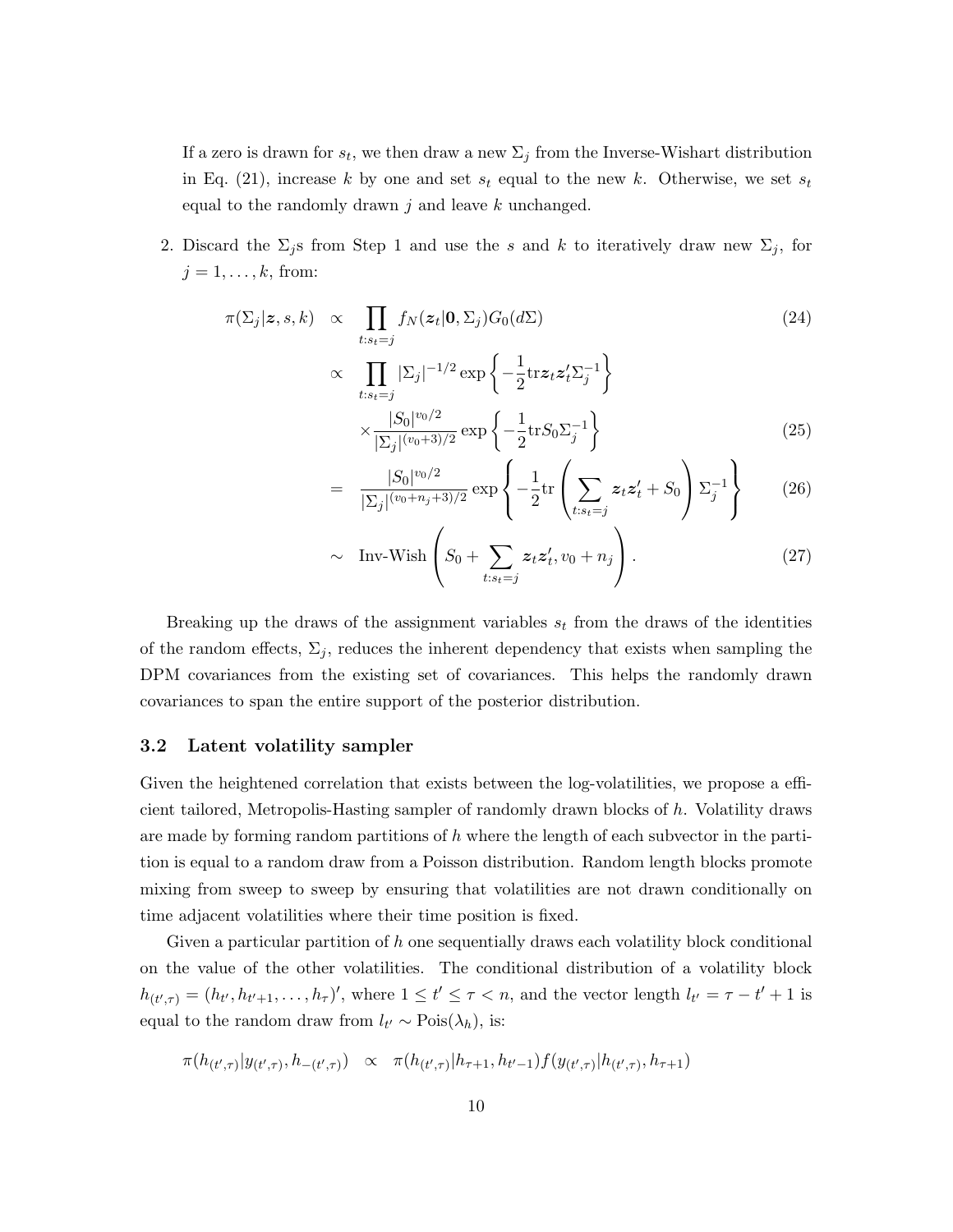If a zero is drawn for $s_t$, we then draw a new $\Sigma_j$ from the Inverse-Wishart distribution in Eq. (21), increase $k$ by one and set $s_t$ equal to the new $k$. Otherwise, we set $s_t$ equal to the randomly drawn $j$ and leave $k$ unchanged.

2. Discard the $\Sigma_j$s from Step 1 and use the $s$ and $k$ to iteratively draw new $\Sigma_j$, for $j = 1, \ldots, k$, from:

$$
\begin{aligned}
\pi(\Sigma_j|\boldsymbol{z}, s, k) &\propto \prod_{t:s_t=j} f_N(\boldsymbol{z}_t|\boldsymbol{0}, \Sigma_j) G_0(d\Sigma) && (24) \\
&\propto \prod_{t:s_t=j} |\Sigma_j|^{-1/2} \exp\left\{-\frac{1}{2}\mathrm{tr}\boldsymbol{z}_t\boldsymbol{z}_t'\Sigma_j^{-1}\right\} \\
&\quad \times \frac{|S_0|^{v_0/2}}{|\Sigma_j|^{(v_0+3)/2}} \exp\left\{-\frac{1}{2}\mathrm{tr}S_0\Sigma_j^{-1}\right\} && (25) \\
&= \frac{|S_0|^{v_0/2}}{|\Sigma_j|^{(v_0+n_j+3)/2}} \exp\left\{-\frac{1}{2}\mathrm{tr}\left(\sum_{t:s_t=j} \boldsymbol{z}_t\boldsymbol{z}_t' + S_0\right)\Sigma_j^{-1}\right\} && (26) \\
&\sim \text{Inv-Wish}\left(S_0 + \sum_{t:s_t=j} \boldsymbol{z}_t\boldsymbol{z}_t', v_0 + n_j\right). && (27)
\end{aligned}
$$

Breaking up the draws of the assignment variables $s_t$ from the draws of the identities of the random effects, $\Sigma_j$, reduces the inherent dependency that exists when sampling the DPM covariances from the existing set of covariances. This helps the randomly drawn covariances to span the entire support of the posterior distribution.

### 3.2 Latent volatility sampler

Given the heightened correlation that exists between the log-volatilities, we propose a efficient tailored, Metropolis-Hasting sampler of randomly drawn blocks of $h$. Volatility draws are made by forming random partitions of $h$ where the length of each subvector in the partition is equal to a random draw from a Poisson distribution. Random length blocks promote mixing from sweep to sweep by ensuring that volatilities are not drawn conditionally on time adjacent volatilities where their time position is fixed.

Given a particular partition of $h$ one sequentially draws each volatility block conditional on the value of the other volatilities. The conditional distribution of a volatility block $h_{(t',\tau)} = (h_{t'}, h_{t'+1}, \ldots, h_\tau)'$, where $1 \leq t' \leq \tau < n$, and the vector length $l_{t'} = \tau - t' + 1$ is equal to the random draw from $l_{t'} \sim \text{Pois}(\lambda_h)$, is:

$$
\pi(h_{(t',\tau)}|y_{(t',\tau)}, h_{-(t',\tau)}) \propto \pi(h_{(t',\tau)}|h_{\tau+1}, h_{t'-1}) f(y_{(t',\tau)}|h_{(t',\tau)}, h_{\tau+1})
$$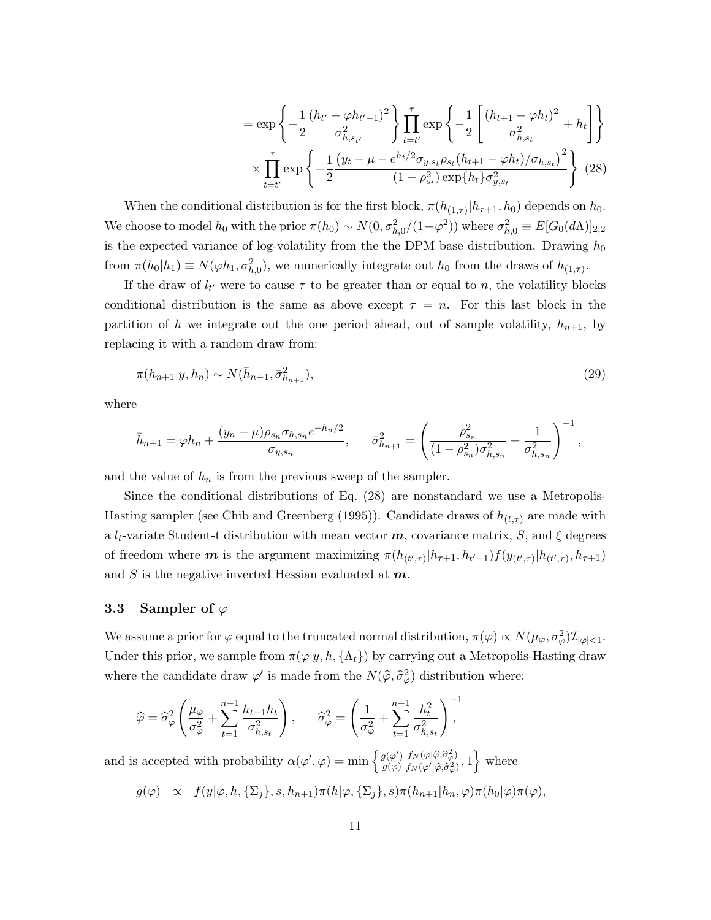$$
= \exp\left\{-\frac{1}{2}\frac{(h_{t'} - \varphi h_{t'-1})^2}{\sigma^2_{h,s_{t'}}}\right\} \prod_{t=t'}^{\tau} \exp\left\{-\frac{1}{2}\left[\frac{(h_{t+1} - \varphi h_t)^2}{\sigma^2_{h,s_t}} + h_t\right]\right\}
$$

$$
\times \prod_{t=t'}^{\tau} \exp\left\{-\frac{1}{2}\frac{\left(y_t - \mu - e^{h_t/2}\sigma_{y,s_t}\rho_{s_t}(h_{t+1} - \varphi h_t)/\sigma_{h,s_t}\right)^2}{(1-\rho^2_{s_t})\exp\{h_t\}\sigma^2_{y,s_t}}\right\} \quad (28)
$$

When the conditional distribution is for the first block, $\pi(h_{(1,\tau)}|h_{\tau+1}, h_0)$ depends on $h_0$. We choose to model $h_0$ with the prior $\pi(h_0) \sim N(0, \sigma^2_{h,0}/(1-\varphi^2))$ where $\sigma^2_{h,0} \equiv E[G_0(d\Lambda)]_{2,2}$ is the expected variance of log-volatility from the the DPM base distribution. Drawing $h_0$ from $\pi(h_0|h_1) \equiv N(\varphi h_1, \sigma^2_{h,0})$, we numerically integrate out $h_0$ from the draws of $h_{(1,\tau)}$.

If the draw of $l_{t'}$ were to cause $\tau$ to be greater than or equal to $n$, the volatility blocks conditional distribution is the same as above except $\tau = n$. For this last block in the partition of $h$ we integrate out the one period ahead, out of sample volatility, $h_{n+1}$, by replacing it with a random draw from:

$$
\pi(h_{n+1}|y, h_n) \sim N(\bar{h}_{n+1}, \bar{\sigma}^2_{h_{n+1}}), \quad (29)
$$

where

$$
\bar{h}_{n+1} = \varphi h_n + \frac{(y_n - \mu)\rho_{s_n}\sigma_{h,s_n}e^{-h_n/2}}{\sigma_{y,s_n}}, \qquad \bar{\sigma}^2_{h_{n+1}} = \left(\frac{\rho^2_{s_n}}{(1-\rho^2_{s_n})\sigma^2_{h,s_n}} + \frac{1}{\sigma^2_{h,s_n}}\right)^{-1},
$$

and the value of $h_n$ is from the previous sweep of the sampler.

Since the conditional distributions of Eq. (28) are nonstandard we use a Metropolis-Hasting sampler (see Chib and Greenberg (1995)). Candidate draws of $h_{(t,\tau)}$ are made with a $l_t$-variate Student-t distribution with mean vector $\boldsymbol{m}$, covariance matrix, $S$, and $\xi$ degrees of freedom where $\boldsymbol{m}$ is the argument maximizing $\pi(h_{(t',\tau)}|h_{\tau+1}, h_{t'-1})f(y_{(t',\tau)}|h_{(t',\tau)}, h_{\tau+1})$ and $S$ is the negative inverted Hessian evaluated at $\boldsymbol{m}$.

### 3.3 Sampler of $\varphi$

We assume a prior for $\varphi$ equal to the truncated normal distribution, $\pi(\varphi) \propto N(\mu_\varphi, \sigma^2_\varphi)\mathcal{I}_{|\varphi|<1}$. Under this prior, we sample from $\pi(\varphi|y, h, \{\Lambda_t\})$ by carrying out a Metropolis-Hasting draw where the candidate draw $\varphi'$ is made from the $N(\widehat{\varphi}, \widehat{\sigma}^2_\varphi)$ distribution where:

$$
\widehat{\varphi} = \widehat{\sigma}^2_\varphi\left(\frac{\mu_\varphi}{\sigma^2_\varphi} + \sum_{t=1}^{n-1}\frac{h_{t+1}h_t}{\sigma^2_{h,s_t}}\right), \qquad \widehat{\sigma}^2_\varphi = \left(\frac{1}{\sigma^2_\varphi} + \sum_{t=1}^{n-1}\frac{h_t^2}{\sigma^2_{h,s_t}}\right)^{-1},
$$

and is accepted with probability $\alpha(\varphi', \varphi) = \min\left\{\frac{g(\varphi')}{g(\varphi)}\frac{f_N(\varphi|\widehat{\varphi}, \widehat{\sigma}^2_\varphi)}{f_N(\varphi'|\widehat{\varphi}, \widehat{\sigma}^2_\varphi)}, 1\right\}$ where

$$
g(\varphi) \quad \propto \quad f(y|\varphi, h, \{\Sigma_j\}, s, h_{n+1})\pi(h|\varphi, \{\Sigma_j\}, s)\pi(h_{n+1}|h_n, \varphi)\pi(h_0|\varphi)\pi(\varphi),
$$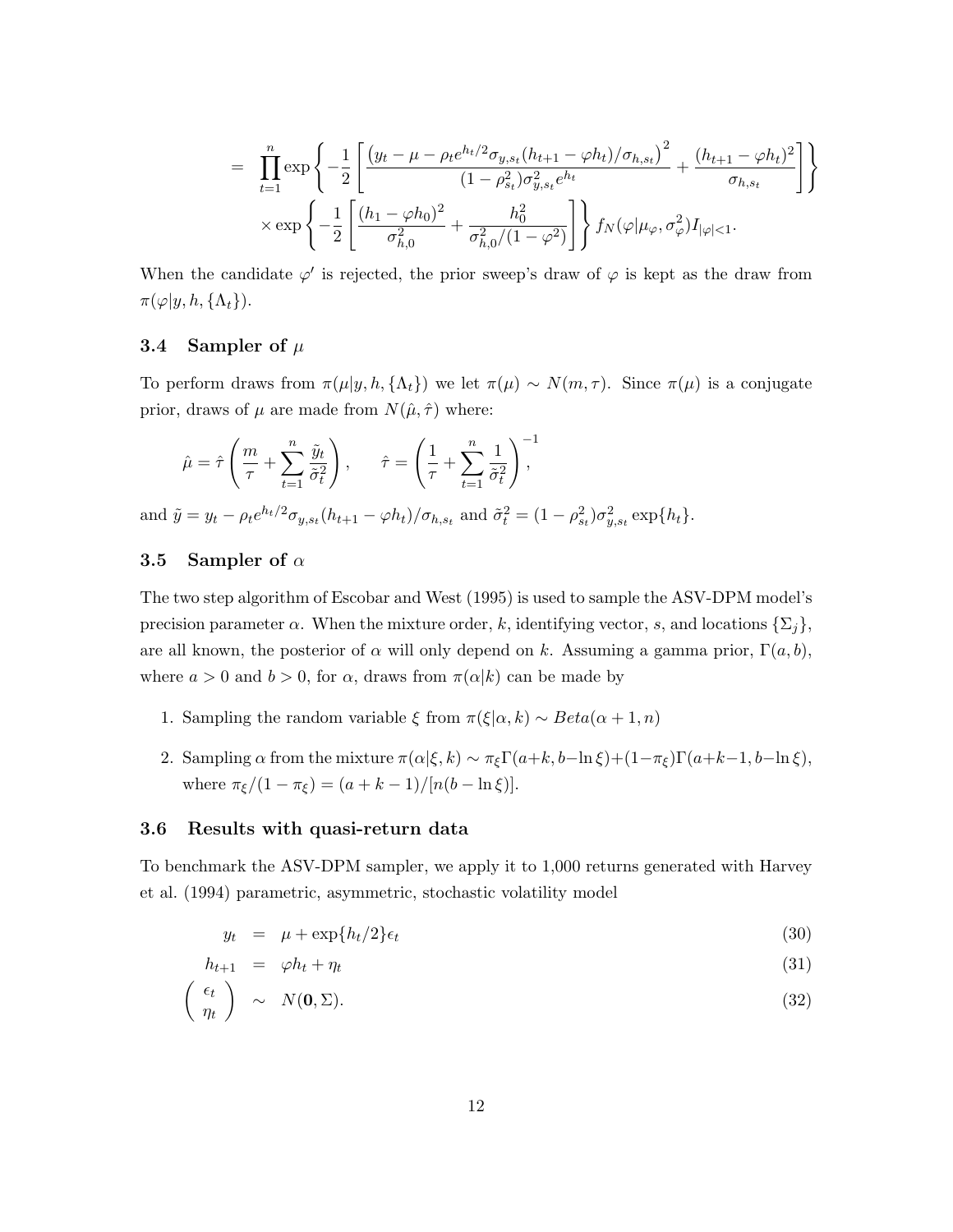$$
= \prod_{t=1}^{n} \exp\left\{ -\frac{1}{2} \left[ \frac{\left(y_t - \mu - \rho_t e^{h_t/2}\sigma_{y,s_t}(h_{t+1} - \varphi h_t)/\sigma_{h,s_t}\right)^2}{(1-\rho_{s_t}^2)\sigma_{y,s_t}^2 e^{h_t}} + \frac{(h_{t+1} - \varphi h_t)^2}{\sigma_{h,s_t}} \right] \right\}
$$

$$
\times \exp\left\{ -\frac{1}{2} \left[ \frac{(h_1 - \varphi h_0)^2}{\sigma_{h,0}^2} + \frac{h_0^2}{\sigma_{h,0}^2/(1-\varphi^2)} \right] \right\} f_N(\varphi|\mu_\varphi, \sigma_\varphi^2) I_{|\varphi|<1}.
$$

When the candidate $\varphi'$ is rejected, the prior sweep's draw of $\varphi$ is kept as the draw from $\pi(\varphi|y, h, \{\Lambda_t\})$.

### 3.4 Sampler of $\mu$

To perform draws from $\pi(\mu|y, h, \{\Lambda_t\})$ we let $\pi(\mu) \sim N(m, \tau)$. Since $\pi(\mu)$ is a conjugate prior, draws of $\mu$ are made from $N(\hat{\mu}, \hat{\tau})$ where:

$$
\hat{\mu} = \hat{\tau}\left(\frac{m}{\tau} + \sum_{t=1}^{n} \frac{\tilde{y}_t}{\tilde{\sigma}_t^2}\right), \qquad \hat{\tau} = \left(\frac{1}{\tau} + \sum_{t=1}^{n} \frac{1}{\tilde{\sigma}_t^2}\right)^{-1},
$$

and $\tilde{y} = y_t - \rho_t e^{h_t/2}\sigma_{y,s_t}(h_{t+1} - \varphi h_t)/\sigma_{h,s_t}$ and $\tilde{\sigma}_t^2 = (1-\rho_{s_t}^2)\sigma_{y,s_t}^2 \exp\{h_t\}$.

### 3.5 Sampler of $\alpha$

The two step algorithm of Escobar and West (1995) is used to sample the ASV-DPM model's precision parameter $\alpha$. When the mixture order, $k$, identifying vector, $s$, and locations $\{\Sigma_j\}$, are all known, the posterior of $\alpha$ will only depend on $k$. Assuming a gamma prior, $\Gamma(a, b)$, where $a > 0$ and $b > 0$, for $\alpha$, draws from $\pi(\alpha|k)$ can be made by

1. Sampling the random variable $\xi$ from $\pi(\xi|\alpha, k) \sim Beta(\alpha + 1, n)$
2. Sampling $\alpha$ from the mixture $\pi(\alpha|\xi, k) \sim \pi_\xi \Gamma(a+k, b-\ln\xi) + (1-\pi_\xi)\Gamma(a+k-1, b-\ln\xi)$, where $\pi_\xi/(1-\pi_\xi) = (a+k-1)/[n(b-\ln\xi)]$.

### 3.6 Results with quasi-return data

To benchmark the ASV-DPM sampler, we apply it to 1,000 returns generated with Harvey et al. (1994) parametric, asymmetric, stochastic volatility model

$$
y_t = \mu + \exp\{h_t/2\}\epsilon_t \tag{30}
$$

$$
h_{t+1} = \varphi h_t + \eta_t \tag{31}
$$

$$
\begin{pmatrix} \epsilon_t \\ \eta_t \end{pmatrix} \sim N(\mathbf{0}, \Sigma). \tag{32}
$$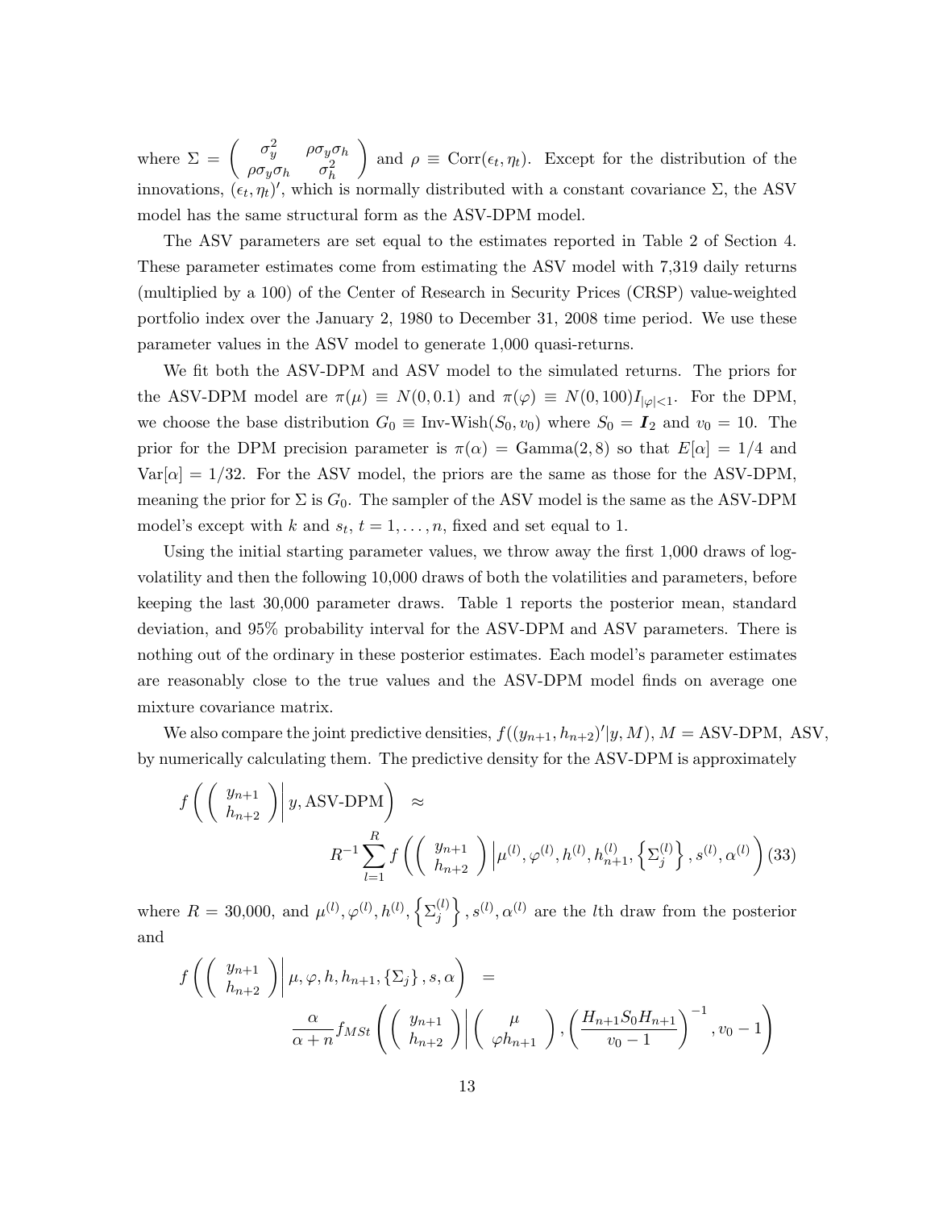where $\Sigma = \begin{pmatrix} \sigma_y^2 & \rho\sigma_y\sigma_h \\ \rho\sigma_y\sigma_h & \sigma_h^2 \end{pmatrix}$ and $\rho \equiv \text{Corr}(\epsilon_t, \eta_t)$. Except for the distribution of the innovations, $(\epsilon_t, \eta_t)'$, which is normally distributed with a constant covariance $\Sigma$, the ASV model has the same structural form as the ASV-DPM model.

The ASV parameters are set equal to the estimates reported in Table 2 of Section 4. These parameter estimates come from estimating the ASV model with 7,319 daily returns (multiplied by a 100) of the Center of Research in Security Prices (CRSP) value-weighted portfolio index over the January 2, 1980 to December 31, 2008 time period. We use these parameter values in the ASV model to generate 1,000 quasi-returns.

We fit both the ASV-DPM and ASV model to the simulated returns. The priors for the ASV-DPM model are $\pi(\mu) \equiv N(0, 0.1)$ and $\pi(\varphi) \equiv N(0, 100)I_{|\varphi|<1}$. For the DPM, we choose the base distribution $G_0 \equiv \text{Inv-Wish}(S_0, v_0)$ where $S_0 = \boldsymbol{I}_2$ and $v_0 = 10$. The prior for the DPM precision parameter is $\pi(\alpha) = \text{Gamma}(2, 8)$ so that $E[\alpha] = 1/4$ and $\text{Var}[\alpha] = 1/32$. For the ASV model, the priors are the same as those for the ASV-DPM, meaning the prior for $\Sigma$ is $G_0$. The sampler of the ASV model is the same as the ASV-DPM model's except with $k$ and $s_t$, $t = 1, \ldots, n$, fixed and set equal to 1.

Using the initial starting parameter values, we throw away the first 1,000 draws of log-volatility and then the following 10,000 draws of both the volatilities and parameters, before keeping the last 30,000 parameter draws. Table 1 reports the posterior mean, standard deviation, and 95% probability interval for the ASV-DPM and ASV parameters. There is nothing out of the ordinary in these posterior estimates. Each model's parameter estimates are reasonably close to the true values and the ASV-DPM model finds on average one mixture covariance matrix.

We also compare the joint predictive densities, $f((y_{n+1}, h_{n+2})'|y, M)$, $M = $ ASV-DPM, ASV, by numerically calculating them. The predictive density for the ASV-DPM is approximately

$$f\left(\begin{pmatrix} y_{n+1} \\ h_{n+2} \end{pmatrix} \middle| y, \text{ASV-DPM}\right) \approx R^{-1}\sum_{l=1}^{R} f\left(\begin{pmatrix} y_{n+1} \\ h_{n+2} \end{pmatrix} \middle| \mu^{(l)}, \varphi^{(l)}, h^{(l)}, h_{n+1}^{(l)}, \left\{\Sigma_j^{(l)}\right\}, s^{(l)}, \alpha^{(l)}\right) \quad (33)$$

where $R = 30{,}000$, and $\mu^{(l)}, \varphi^{(l)}, h^{(l)}, \left\{\Sigma_j^{(l)}\right\}, s^{(l)}, \alpha^{(l)}$ are the $l$th draw from the posterior and

$$f\left(\begin{pmatrix} y_{n+1} \\ h_{n+2} \end{pmatrix} \middle| \mu, \varphi, h, h_{n+1}, \{\Sigma_j\}, s, \alpha\right) = \frac{\alpha}{\alpha+n} f_{MSt}\left(\begin{pmatrix} y_{n+1} \\ h_{n+2} \end{pmatrix} \middle| \begin{pmatrix} \mu \\ \varphi h_{n+1} \end{pmatrix}, \left(\frac{H_{n+1}S_0H_{n+1}}{v_0-1}\right)^{-1}, v_0 - 1\right)$$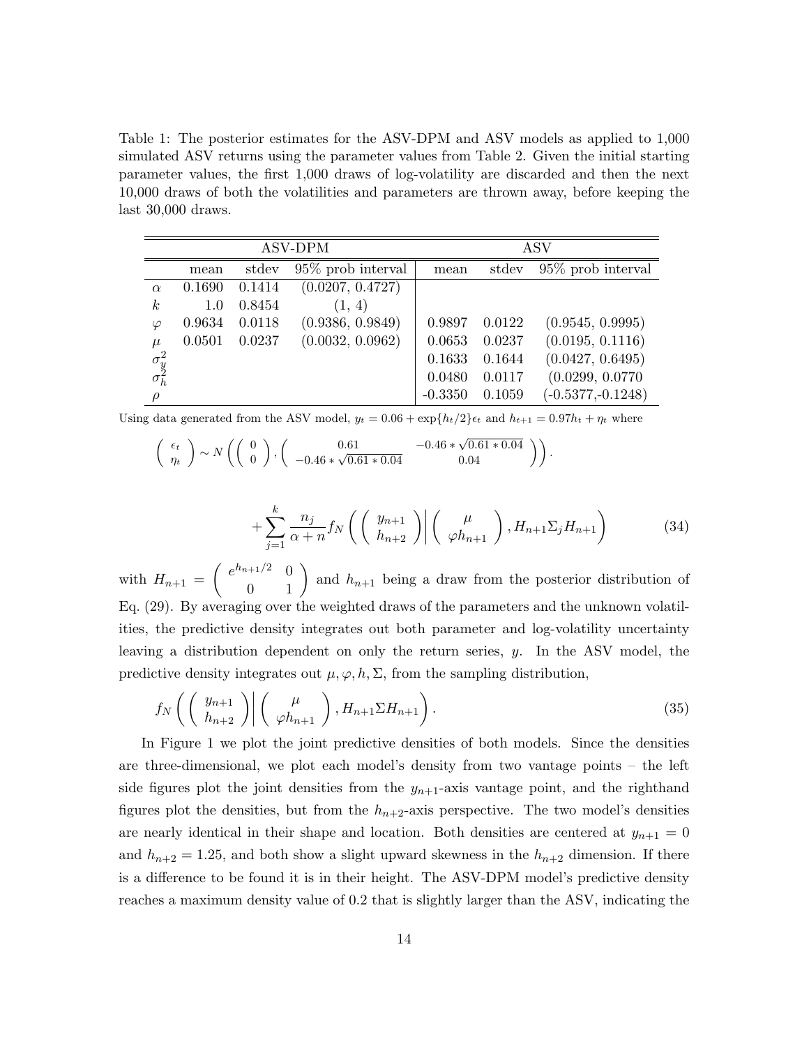Table 1: The posterior estimates for the ASV-DPM and ASV models as applied to 1,000 simulated ASV returns using the parameter values from Table 2. Given the initial starting parameter values, the first 1,000 draws of log-volatility are discarded and then the next 10,000 draws of both the volatilities and parameters are thrown away, before keeping the last 30,000 draws.

| | ASV-DPM | | | ASV | | |
|---|---|---|---|---|---|---|
| | mean | stdev | 95% prob interval | mean | stdev | 95% prob interval |
| $\alpha$ | 0.1690 | 0.1414 | (0.0207, 0.4727) | | | |
| $k$ | 1.0 | 0.8454 | (1, 4) | | | |
| $\varphi$ | 0.9634 | 0.0118 | (0.9386, 0.9849) | 0.9897 | 0.0122 | (0.9545, 0.9995) |
| $\mu$ | 0.0501 | 0.0237 | (0.0032, 0.0962) | 0.0653 | 0.0237 | (0.0195, 0.1116) |
| $\sigma_y^2$ | | | | 0.1633 | 0.1644 | (0.0427, 0.6495) |
| $\sigma_h^2$ | | | | 0.0480 | 0.0117 | (0.0299, 0.0770 |
| $\rho$ | | | | -0.3350 | 0.1059 | (-0.5377,-0.1248) |

Using data generated from the ASV model, $y_t = 0.06 + \exp\{h_t/2\}\epsilon_t$ and $h_{t+1} = 0.97h_t + \eta_t$ where

$$\begin{pmatrix} \epsilon_t \\ \eta_t \end{pmatrix} \sim N\left( \begin{pmatrix} 0 \\ 0 \end{pmatrix}, \begin{pmatrix} 0.61 & -0.46 * \sqrt{0.61 * 0.04} \\ -0.46 * \sqrt{0.61 * 0.04} & 0.04 \end{pmatrix} \right).$$

$$+ \sum_{j=1}^{k} \frac{n_j}{\alpha + n} f_N\left( \begin{pmatrix} y_{n+1} \\ h_{n+2} \end{pmatrix} \middle| \begin{pmatrix} \mu \\ \varphi h_{n+1} \end{pmatrix}, H_{n+1}\Sigma_j H_{n+1} \right) \tag{34}$$

with $H_{n+1} = \begin{pmatrix} e^{h_{n+1}/2} & 0 \\ 0 & 1 \end{pmatrix}$ and $h_{n+1}$ being a draw from the posterior distribution of Eq. (29). By averaging over the weighted draws of the parameters and the unknown volatilities, the predictive density integrates out both parameter and log-volatility uncertainty leaving a distribution dependent on only the return series, $y$. In the ASV model, the predictive density integrates out $\mu, \varphi, h, \Sigma$, from the sampling distribution,

$$f_N\left( \begin{pmatrix} y_{n+1} \\ h_{n+2} \end{pmatrix} \middle| \begin{pmatrix} \mu \\ \varphi h_{n+1} \end{pmatrix}, H_{n+1}\Sigma H_{n+1} \right). \tag{35}$$

In Figure 1 we plot the joint predictive densities of both models. Since the densities are three-dimensional, we plot each model's density from two vantage points – the left side figures plot the joint densities from the $y_{n+1}$-axis vantage point, and the righthand figures plot the densities, but from the $h_{n+2}$-axis perspective. The two model's densities are nearly identical in their shape and location. Both densities are centered at $y_{n+1} = 0$ and $h_{n+2} = 1.25$, and both show a slight upward skewness in the $h_{n+2}$ dimension. If there is a difference to be found it is in their height. The ASV-DPM model's predictive density reaches a maximum density value of 0.2 that is slightly larger than the ASV, indicating the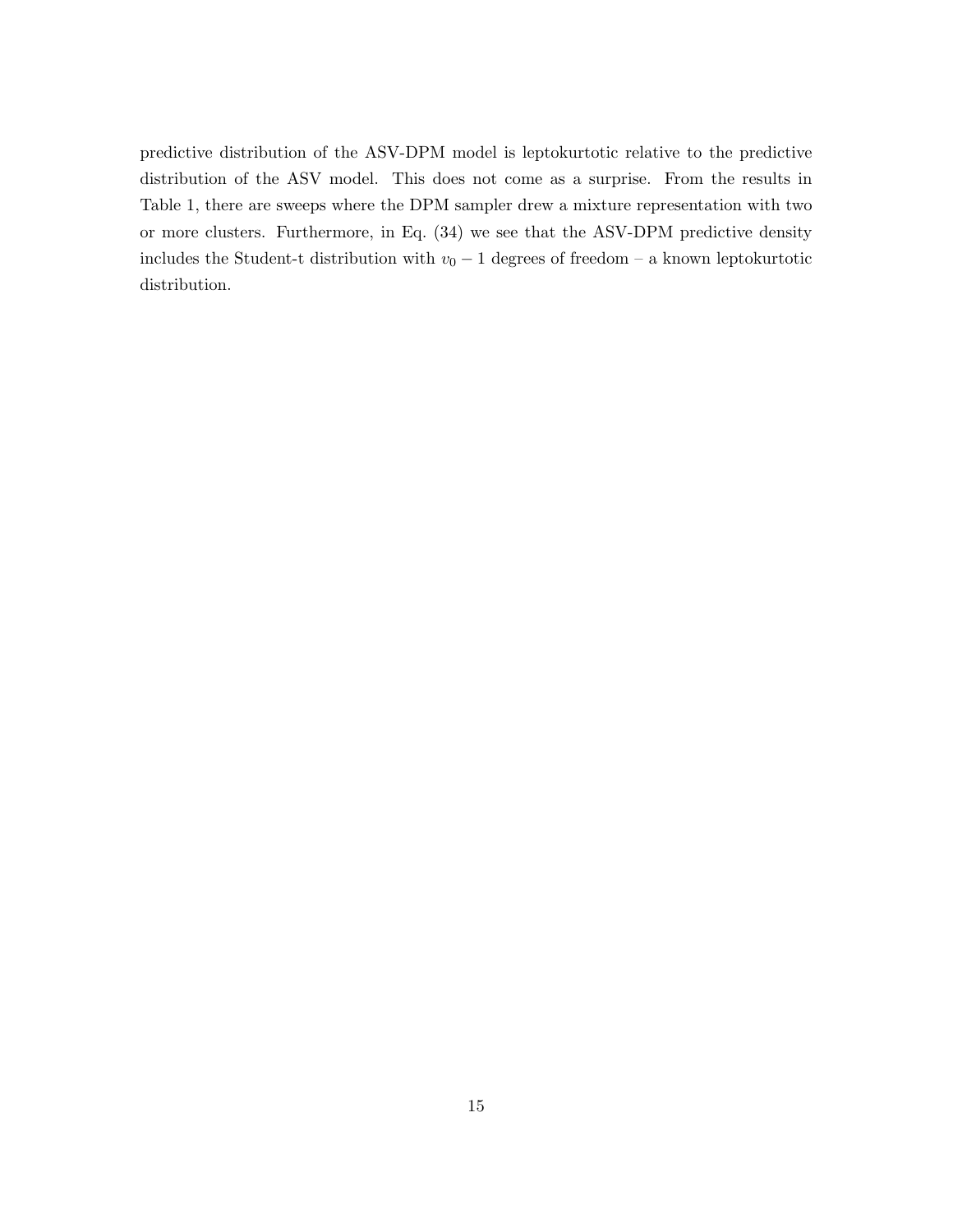predictive distribution of the ASV-DPM model is leptokurtotic relative to the predictive distribution of the ASV model. This does not come as a surprise. From the results in Table 1, there are sweeps where the DPM sampler drew a mixture representation with two or more clusters. Furthermore, in Eq. (34) we see that the ASV-DPM predictive density includes the Student-t distribution with $v_0 - 1$ degrees of freedom – a known leptokurtotic distribution.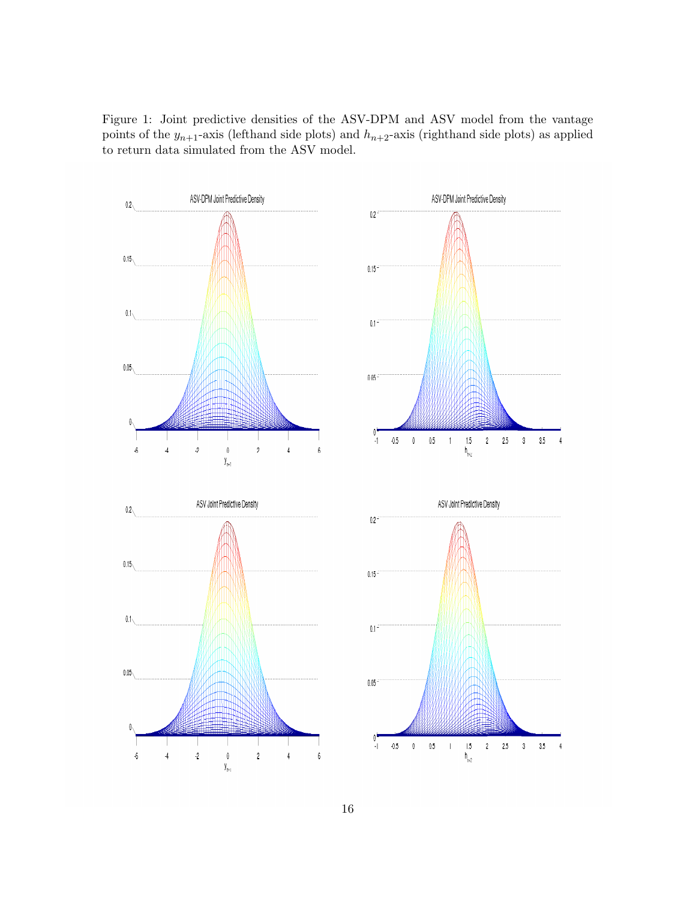Figure 1: Joint predictive densities of the ASV-DPM and ASV model from the vantage points of the $y_{n+1}$-axis (lefthand side plots) and $h_{n+2}$-axis (righthand side plots) as applied to return data simulated from the ASV model.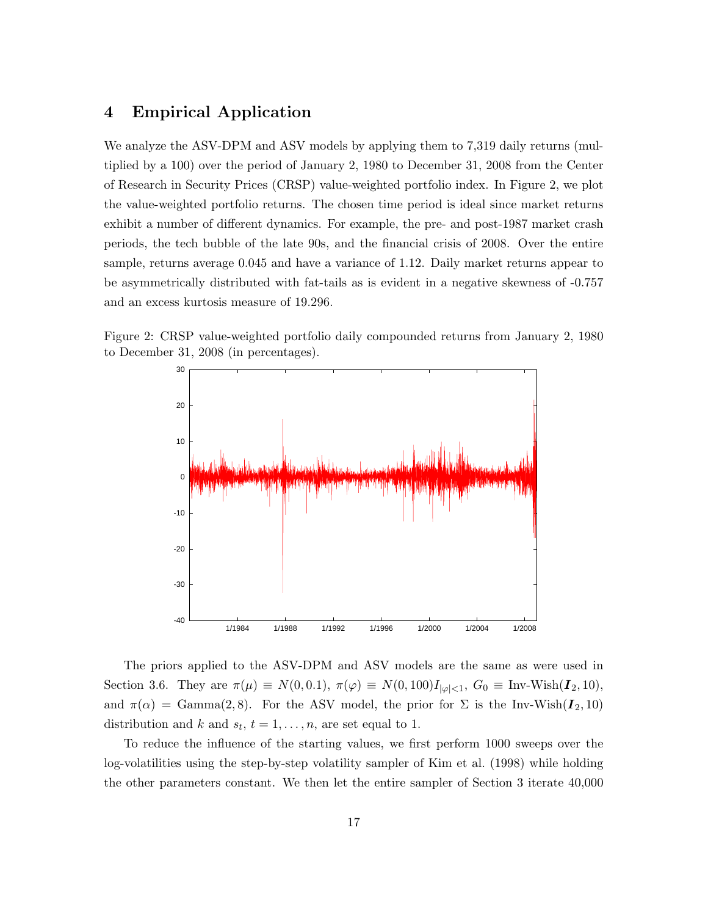## 4 Empirical Application

We analyze the ASV-DPM and ASV models by applying them to 7,319 daily returns (multiplied by a 100) over the period of January 2, 1980 to December 31, 2008 from the Center of Research in Security Prices (CRSP) value-weighted portfolio index. In Figure 2, we plot the value-weighted portfolio returns. The chosen time period is ideal since market returns exhibit a number of different dynamics. For example, the pre- and post-1987 market crash periods, the tech bubble of the late 90s, and the financial crisis of 2008. Over the entire sample, returns average 0.045 and have a variance of 1.12. Daily market returns appear to be asymmetrically distributed with fat-tails as is evident in a negative skewness of -0.757 and an excess kurtosis measure of 19.296.

Figure 2: CRSP value-weighted portfolio daily compounded returns from January 2, 1980 to December 31, 2008 (in percentages).

The priors applied to the ASV-DPM and ASV models are the same as were used in Section 3.6. They are $\pi(\mu) \equiv N(0, 0.1)$, $\pi(\varphi) \equiv N(0, 100)I_{|\varphi|<1}$, $G_0 \equiv \text{Inv-Wish}(\boldsymbol{I}_2, 10)$, and $\pi(\alpha) = \text{Gamma}(2, 8)$. For the ASV model, the prior for $\Sigma$ is the $\text{Inv-Wish}(\boldsymbol{I}_2, 10)$ distribution and $k$ and $s_t$, $t = 1, \ldots, n$, are set equal to 1.

To reduce the influence of the starting values, we first perform 1000 sweeps over the log-volatilities using the step-by-step volatility sampler of Kim et al. (1998) while holding the other parameters constant. We then let the entire sampler of Section 3 iterate 40,000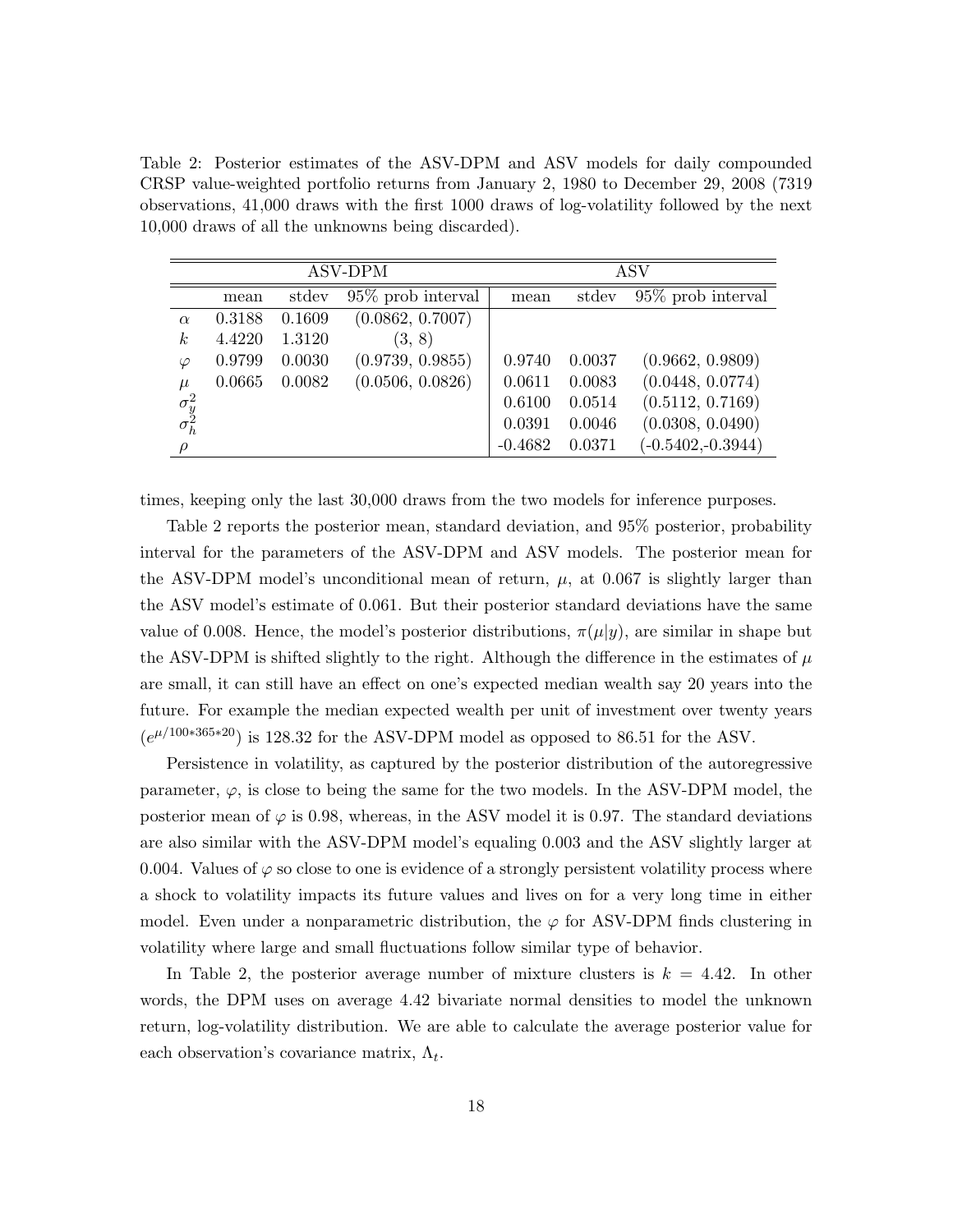Table 2: Posterior estimates of the ASV-DPM and ASV models for daily compounded CRSP value-weighted portfolio returns from January 2, 1980 to December 29, 2008 (7319 observations, 41,000 draws with the first 1000 draws of log-volatility followed by the next 10,000 draws of all the unknowns being discarded).

| | ASV-DPM | | | ASV | | |
|---|---|---|---|---|---|---|
| | mean | stdev | 95% prob interval | mean | stdev | 95% prob interval |
| $\alpha$ | 0.3188 | 0.1609 | (0.0862, 0.7007) | | | |
| $k$ | 4.4220 | 1.3120 | (3, 8) | | | |
| $\varphi$ | 0.9799 | 0.0030 | (0.9739, 0.9855) | 0.9740 | 0.0037 | (0.9662, 0.9809) |
| $\mu$ | 0.0665 | 0.0082 | (0.0506, 0.0826) | 0.0611 | 0.0083 | (0.0448, 0.0774) |
| $\sigma_y^2$ | | | | 0.6100 | 0.0514 | (0.5112, 0.7169) |
| $\sigma_h^2$ | | | | 0.0391 | 0.0046 | (0.0308, 0.0490) |
| $\rho$ | | | | -0.4682 | 0.0371 | (-0.5402,-0.3944) |

times, keeping only the last 30,000 draws from the two models for inference purposes.

Table 2 reports the posterior mean, standard deviation, and 95% posterior, probability interval for the parameters of the ASV-DPM and ASV models. The posterior mean for the ASV-DPM model's unconditional mean of return, $\mu$, at 0.067 is slightly larger than the ASV model's estimate of 0.061. But their posterior standard deviations have the same value of 0.008. Hence, the model's posterior distributions, $\pi(\mu|y)$, are similar in shape but the ASV-DPM is shifted slightly to the right. Although the difference in the estimates of $\mu$ are small, it can still have an effect on one's expected median wealth say 20 years into the future. For example the median expected wealth per unit of investment over twenty years ($e^{\mu/100*365*20}$) is 128.32 for the ASV-DPM model as opposed to 86.51 for the ASV.

Persistence in volatility, as captured by the posterior distribution of the autoregressive parameter, $\varphi$, is close to being the same for the two models. In the ASV-DPM model, the posterior mean of $\varphi$ is 0.98, whereas, in the ASV model it is 0.97. The standard deviations are also similar with the ASV-DPM model's equaling 0.003 and the ASV slightly larger at 0.004. Values of $\varphi$ so close to one is evidence of a strongly persistent volatility process where a shock to volatility impacts its future values and lives on for a very long time in either model. Even under a nonparametric distribution, the $\varphi$ for ASV-DPM finds clustering in volatility where large and small fluctuations follow similar type of behavior.

In Table 2, the posterior average number of mixture clusters is $k = 4.42$. In other words, the DPM uses on average 4.42 bivariate normal densities to model the unknown return, log-volatility distribution. We are able to calculate the average posterior value for each observation's covariance matrix, $\Lambda_t$.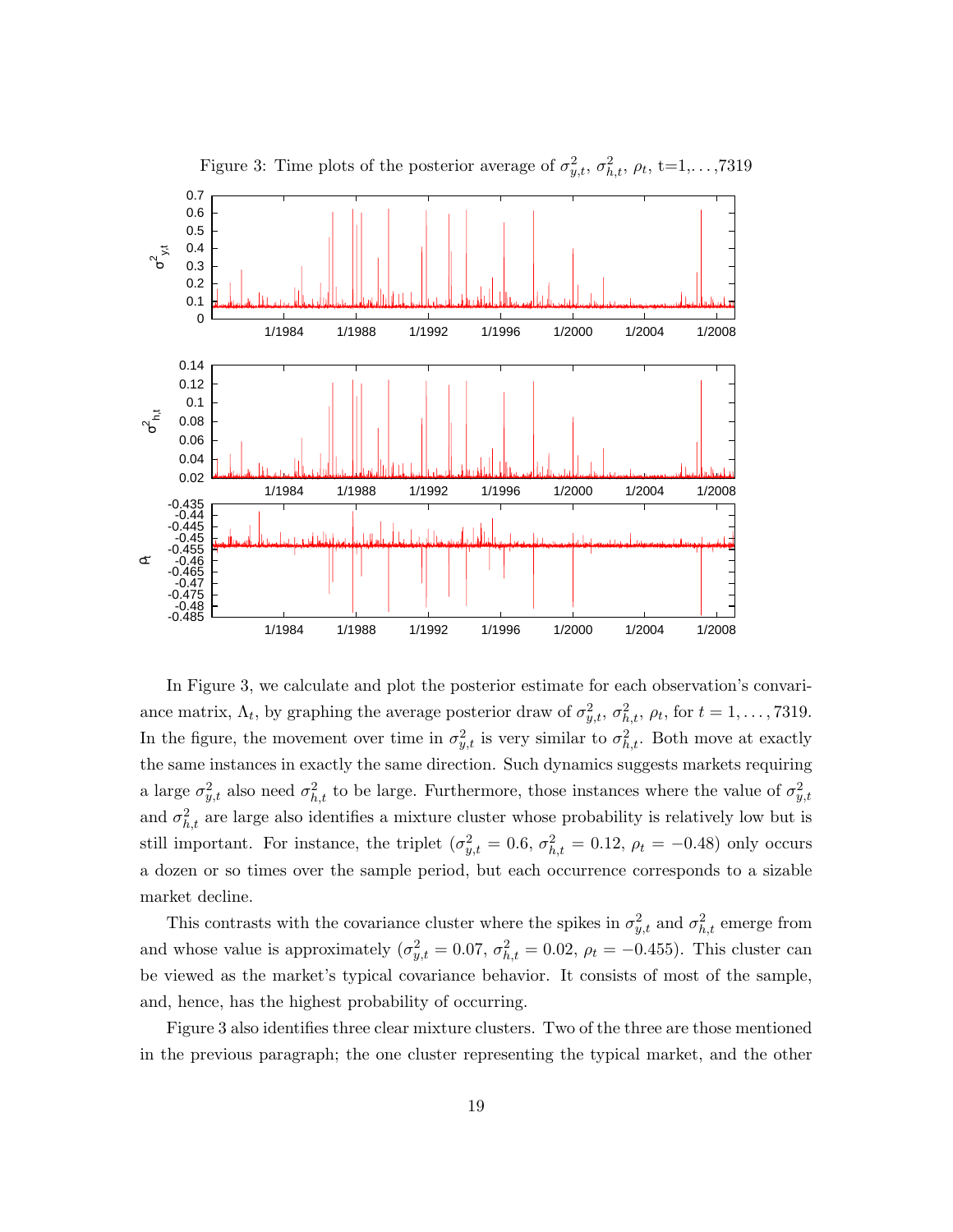Figure 3: Time plots of the posterior average of $\sigma^2_{y,t}$, $\sigma^2_{h,t}$, $\rho_t$, t=1,...,7319

In Figure 3, we calculate and plot the posterior estimate for each observation's convariance matrix, $\Lambda_t$, by graphing the average posterior draw of $\sigma^2_{y,t}$, $\sigma^2_{h,t}$, $\rho_t$, for $t = 1, \ldots, 7319$. In the figure, the movement over time in $\sigma^2_{y,t}$ is very similar to $\sigma^2_{h,t}$. Both move at exactly the same instances in exactly the same direction. Such dynamics suggests markets requiring a large $\sigma^2_{y,t}$ also need $\sigma^2_{h,t}$ to be large. Furthermore, those instances where the value of $\sigma^2_{y,t}$ and $\sigma^2_{h,t}$ are large also identifies a mixture cluster whose probability is relatively low but is still important. For instance, the triplet ($\sigma^2_{y,t} = 0.6$, $\sigma^2_{h,t} = 0.12$, $\rho_t = -0.48$) only occurs a dozen or so times over the sample period, but each occurrence corresponds to a sizable market decline.

This contrasts with the covariance cluster where the spikes in $\sigma^2_{y,t}$ and $\sigma^2_{h,t}$ emerge from and whose value is approximately ($\sigma^2_{y,t} = 0.07$, $\sigma^2_{h,t} = 0.02$, $\rho_t = -0.455$). This cluster can be viewed as the market's typical covariance behavior. It consists of most of the sample, and, hence, has the highest probability of occurring.

Figure 3 also identifies three clear mixture clusters. Two of the three are those mentioned in the previous paragraph; the one cluster representing the typical market, and the other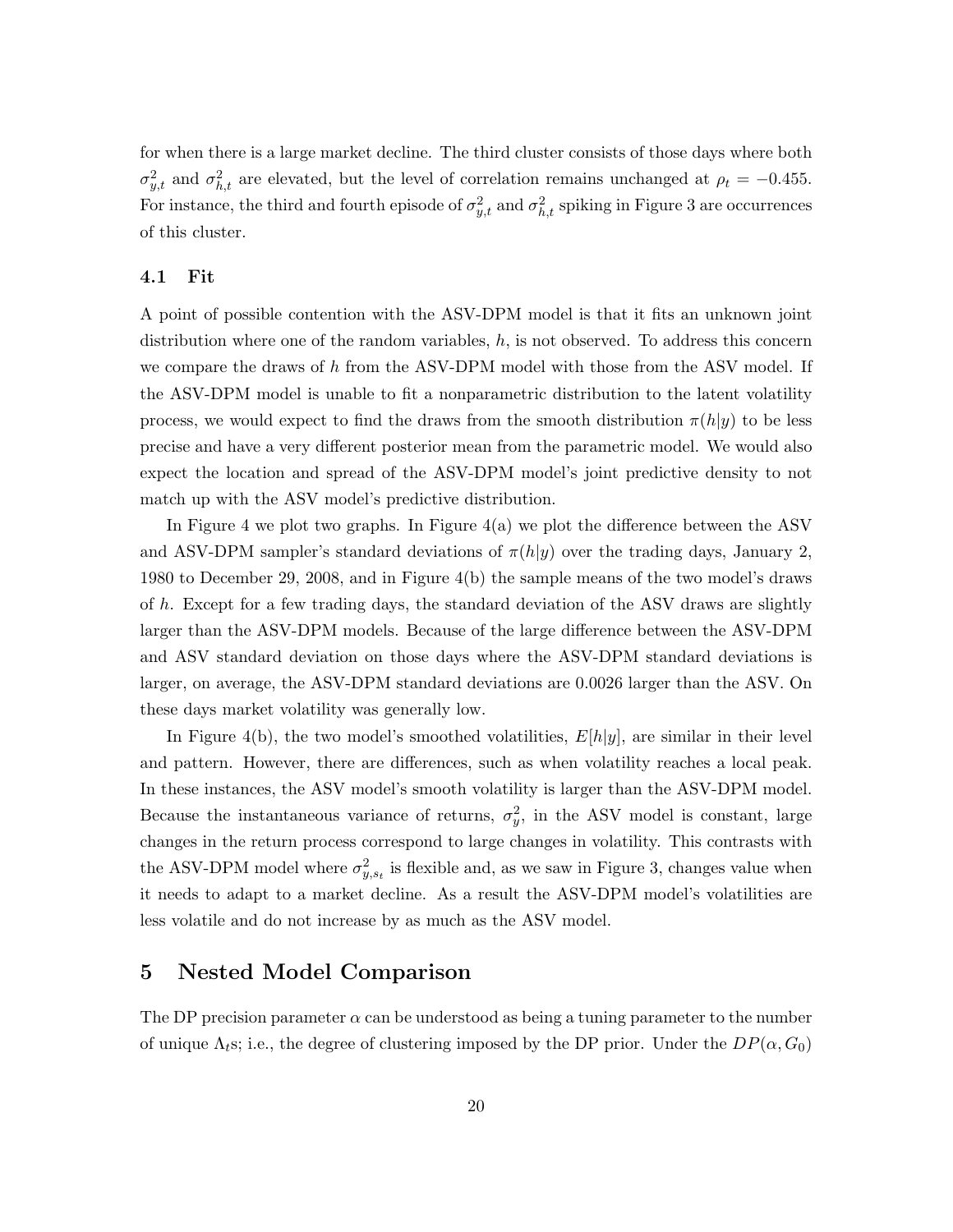for when there is a large market decline. The third cluster consists of those days where both $\sigma^2_{y,t}$ and $\sigma^2_{h,t}$ are elevated, but the level of correlation remains unchanged at $\rho_t = -0.455$. For instance, the third and fourth episode of $\sigma^2_{y,t}$ and $\sigma^2_{h,t}$ spiking in Figure 3 are occurrences of this cluster.

### 4.1 Fit

A point of possible contention with the ASV-DPM model is that it fits an unknown joint distribution where one of the random variables, $h$, is not observed. To address this concern we compare the draws of $h$ from the ASV-DPM model with those from the ASV model. If the ASV-DPM model is unable to fit a nonparametric distribution to the latent volatility process, we would expect to find the draws from the smooth distribution $\pi(h|y)$ to be less precise and have a very different posterior mean from the parametric model. We would also expect the location and spread of the ASV-DPM model's joint predictive density to not match up with the ASV model's predictive distribution.

In Figure 4 we plot two graphs. In Figure 4(a) we plot the difference between the ASV and ASV-DPM sampler's standard deviations of $\pi(h|y)$ over the trading days, January 2, 1980 to December 29, 2008, and in Figure 4(b) the sample means of the two model's draws of $h$. Except for a few trading days, the standard deviation of the ASV draws are slightly larger than the ASV-DPM models. Because of the large difference between the ASV-DPM and ASV standard deviation on those days where the ASV-DPM standard deviations is larger, on average, the ASV-DPM standard deviations are 0.0026 larger than the ASV. On these days market volatility was generally low.

In Figure 4(b), the two model's smoothed volatilities, $E[h|y]$, are similar in their level and pattern. However, there are differences, such as when volatility reaches a local peak. In these instances, the ASV model's smooth volatility is larger than the ASV-DPM model. Because the instantaneous variance of returns, $\sigma^2_y$, in the ASV model is constant, large changes in the return process correspond to large changes in volatility. This contrasts with the ASV-DPM model where $\sigma^2_{y,s_t}$ is flexible and, as we saw in Figure 3, changes value when it needs to adapt to a market decline. As a result the ASV-DPM model's volatilities are less volatile and do not increase by as much as the ASV model.

## 5 Nested Model Comparison

The DP precision parameter $\alpha$ can be understood as being a tuning parameter to the number of unique $\Lambda_t$s; i.e., the degree of clustering imposed by the DP prior. Under the $DP(\alpha, G_0)$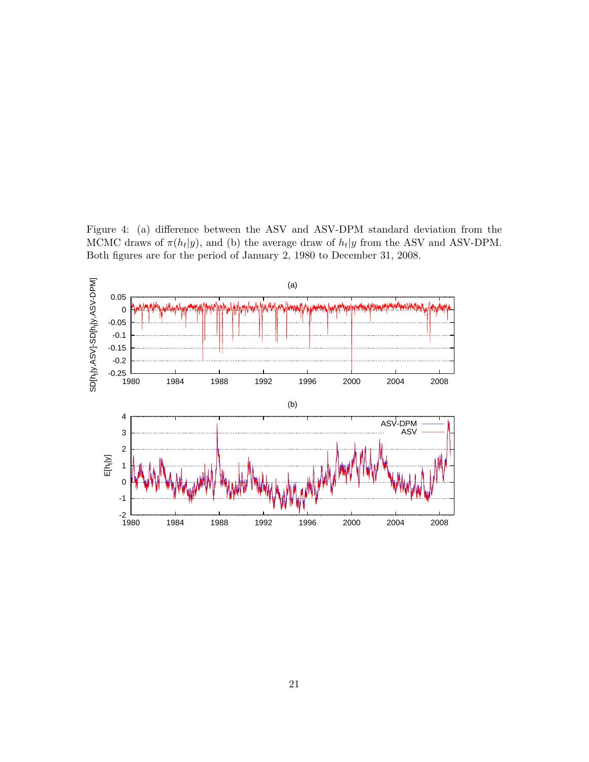Figure 4: (a) difference between the ASV and ASV-DPM standard deviation from the MCMC draws of $\pi(h_t|y)$, and (b) the average draw of $h_t|y$ from the ASV and ASV-DPM. Both figures are for the period of January 2, 1980 to December 31, 2008.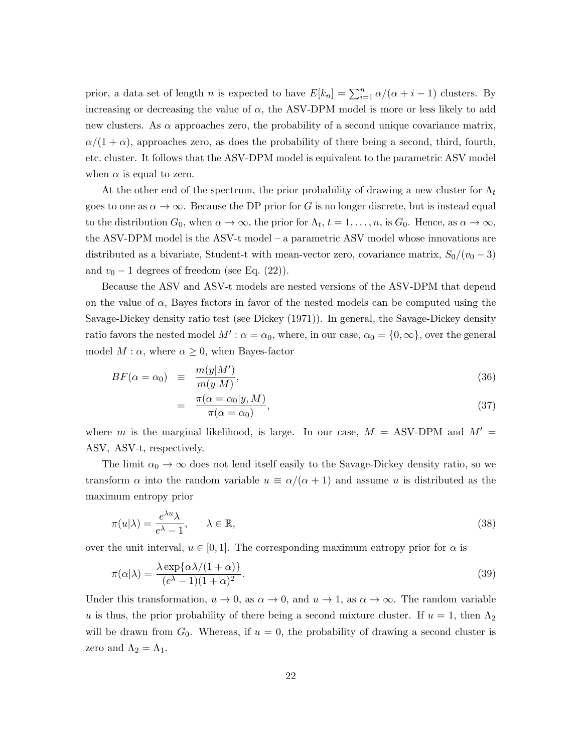prior, a data set of length $n$ is expected to have $E[k_n] = \sum_{i=1}^{n} \alpha/(\alpha + i - 1)$ clusters. By increasing or decreasing the value of $\alpha$, the ASV-DPM model is more or less likely to add new clusters. As $\alpha$ approaches zero, the probability of a second unique covariance matrix, $\alpha/(1+\alpha)$, approaches zero, as does the probability of there being a second, third, fourth, etc. cluster. It follows that the ASV-DPM model is equivalent to the parametric ASV model when $\alpha$ is equal to zero.

At the other end of the spectrum, the prior probability of drawing a new cluster for $\Lambda_t$ goes to one as $\alpha \to \infty$. Because the DP prior for $G$ is no longer discrete, but is instead equal to the distribution $G_0$, when $\alpha \to \infty$, the prior for $\Lambda_t$, $t = 1, \ldots, n$, is $G_0$. Hence, as $\alpha \to \infty$, the ASV-DPM model is the ASV-t model – a parametric ASV model whose innovations are distributed as a bivariate, Student-t with mean-vector zero, covariance matrix, $S_0/(v_0 - 3)$ and $v_0 - 1$ degrees of freedom (see Eq. (22)).

Because the ASV and ASV-t models are nested versions of the ASV-DPM that depend on the value of $\alpha$, Bayes factors in favor of the nested models can be computed using the Savage-Dickey density ratio test (see Dickey (1971)). In general, the Savage-Dickey density ratio favors the nested model $M' : \alpha = \alpha_0$, where, in our case, $\alpha_0 = \{0, \infty\}$, over the general model $M : \alpha$, where $\alpha \geq 0$, when Bayes-factor

$$BF(\alpha = \alpha_0) \equiv \frac{m(y|M')}{m(y|M)}, \tag{36}$$

$$= \frac{\pi(\alpha = \alpha_0 | y, M)}{\pi(\alpha = \alpha_0)}, \tag{37}$$

where $m$ is the marginal likelihood, is large. In our case, $M$ = ASV-DPM and $M'$ = ASV, ASV-t, respectively.

The limit $\alpha_0 \to \infty$ does not lend itself easily to the Savage-Dickey density ratio, so we transform $\alpha$ into the random variable $u \equiv \alpha/(\alpha + 1)$ and assume $u$ is distributed as the maximum entropy prior

$$\pi(u|\lambda) = \frac{e^{\lambda u}\lambda}{e^{\lambda} - 1}, \qquad \lambda \in \mathbb{R}, \tag{38}$$

over the unit interval, $u \in [0, 1]$. The corresponding maximum entropy prior for $\alpha$ is

$$\pi(\alpha|\lambda) = \frac{\lambda \exp\{\alpha\lambda/(1+\alpha)\}}{(e^{\lambda} - 1)(1+\alpha)^2}. \tag{39}$$

Under this transformation, $u \to 0$, as $\alpha \to 0$, and $u \to 1$, as $\alpha \to \infty$. The random variable $u$ is thus, the prior probability of there being a second mixture cluster. If $u = 1$, then $\Lambda_2$ will be drawn from $G_0$. Whereas, if $u = 0$, the probability of drawing a second cluster is zero and $\Lambda_2 = \Lambda_1$.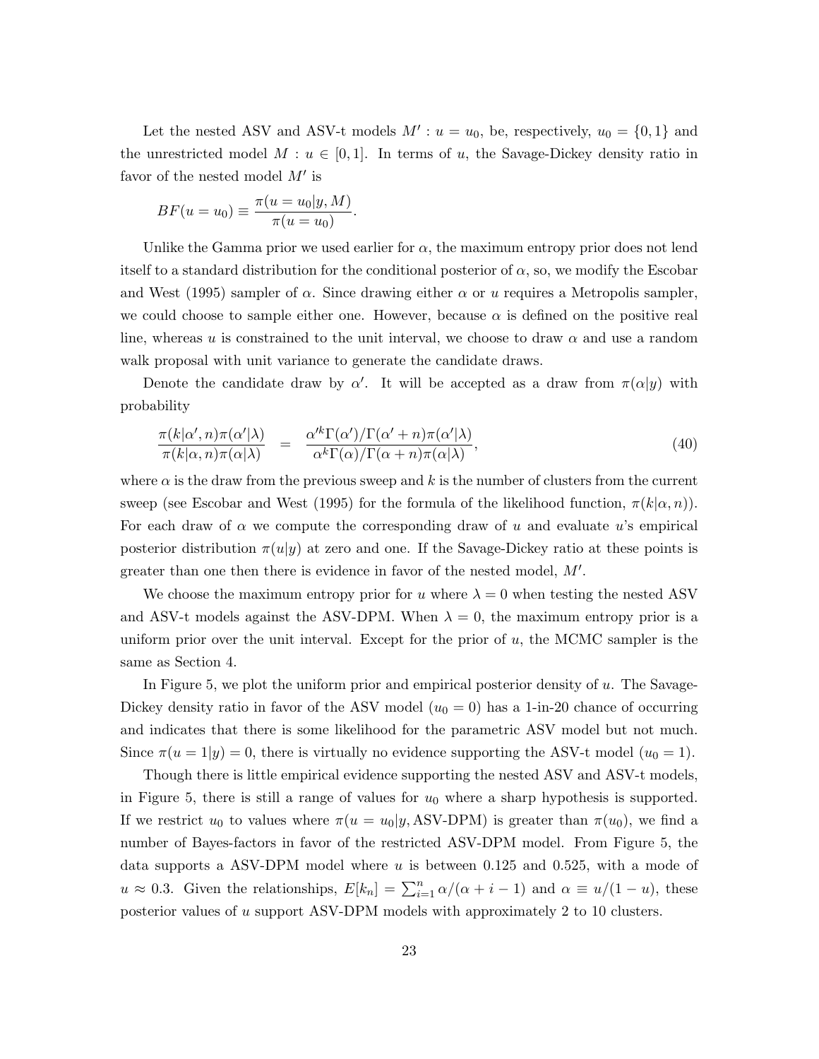Let the nested ASV and ASV-t models $M' : u = u_0$, be, respectively, $u_0 = \{0, 1\}$ and the unrestricted model $M : u \in [0, 1]$. In terms of $u$, the Savage-Dickey density ratio in favor of the nested model $M'$ is

$$BF(u = u_0) \equiv \frac{\pi(u = u_0|y, M)}{\pi(u = u_0)}.$$

Unlike the Gamma prior we used earlier for $\alpha$, the maximum entropy prior does not lend itself to a standard distribution for the conditional posterior of $\alpha$, so, we modify the Escobar and West (1995) sampler of $\alpha$. Since drawing either $\alpha$ or $u$ requires a Metropolis sampler, we could choose to sample either one. However, because $\alpha$ is defined on the positive real line, whereas $u$ is constrained to the unit interval, we choose to draw $\alpha$ and use a random walk proposal with unit variance to generate the candidate draws.

Denote the candidate draw by $\alpha'$. It will be accepted as a draw from $\pi(\alpha|y)$ with probability

$$\frac{\pi(k|\alpha', n)\pi(\alpha'|\lambda)}{\pi(k|\alpha, n)\pi(\alpha|\lambda)} = \frac{\alpha'^k \Gamma(\alpha')/\Gamma(\alpha' + n)\pi(\alpha'|\lambda)}{\alpha^k \Gamma(\alpha)/\Gamma(\alpha + n)\pi(\alpha|\lambda)}, \tag{40}$$

where $\alpha$ is the draw from the previous sweep and $k$ is the number of clusters from the current sweep (see Escobar and West (1995) for the formula of the likelihood function, $\pi(k|\alpha, n)$). For each draw of $\alpha$ we compute the corresponding draw of $u$ and evaluate $u$'s empirical posterior distribution $\pi(u|y)$ at zero and one. If the Savage-Dickey ratio at these points is greater than one then there is evidence in favor of the nested model, $M'$.

We choose the maximum entropy prior for $u$ where $\lambda = 0$ when testing the nested ASV and ASV-t models against the ASV-DPM. When $\lambda = 0$, the maximum entropy prior is a uniform prior over the unit interval. Except for the prior of $u$, the MCMC sampler is the same as Section 4.

In Figure 5, we plot the uniform prior and empirical posterior density of $u$. The Savage-Dickey density ratio in favor of the ASV model ($u_0 = 0$) has a 1-in-20 chance of occurring and indicates that there is some likelihood for the parametric ASV model but not much. Since $\pi(u = 1|y) = 0$, there is virtually no evidence supporting the ASV-t model ($u_0 = 1$).

Though there is little empirical evidence supporting the nested ASV and ASV-t models, in Figure 5, there is still a range of values for $u_0$ where a sharp hypothesis is supported. If we restrict $u_0$ to values where $\pi(u = u_0|y, \text{ASV-DPM})$ is greater than $\pi(u_0)$, we find a number of Bayes-factors in favor of the restricted ASV-DPM model. From Figure 5, the data supports a ASV-DPM model where $u$ is between 0.125 and 0.525, with a mode of $u \approx 0.3$. Given the relationships, $E[k_n] = \sum_{i=1}^{n} \alpha/(\alpha + i - 1)$ and $\alpha \equiv u/(1 - u)$, these posterior values of $u$ support ASV-DPM models with approximately 2 to 10 clusters.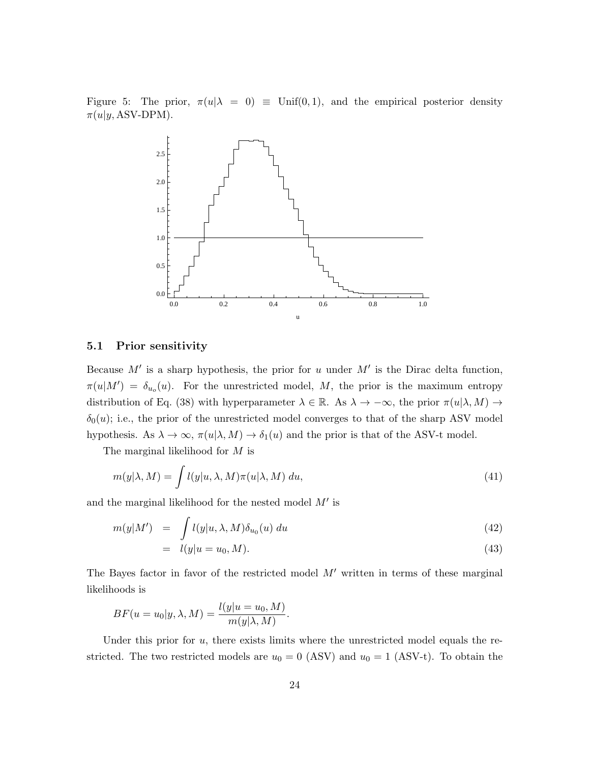Figure 5: The prior, $\pi(u|\lambda = 0) \equiv \text{Unif}(0, 1)$, and the empirical posterior density $\pi(u|y, \text{ASV-DPM})$.

### 5.1 Prior sensitivity

Because $M'$ is a sharp hypothesis, the prior for $u$ under $M'$ is the Dirac delta function, $\pi(u|M') = \delta_{u_o}(u)$. For the unrestricted model, $M$, the prior is the maximum entropy distribution of Eq. (38) with hyperparameter $\lambda \in \mathbb{R}$. As $\lambda \to -\infty$, the prior $\pi(u|\lambda, M) \to \delta_0(u)$; i.e., the prior of the unrestricted model converges to that of the sharp ASV model hypothesis. As $\lambda \to \infty$, $\pi(u|\lambda, M) \to \delta_1(u)$ and the prior is that of the ASV-t model.

The marginal likelihood for $M$ is

$$m(y|\lambda, M) = \int l(y|u, \lambda, M)\pi(u|\lambda, M)\, du, \tag{41}$$

and the marginal likelihood for the nested model $M'$ is

$$\begin{aligned} m(y|M') &= \int l(y|u, \lambda, M)\delta_{u_0}(u)\, du & (42)\\ &= l(y|u = u_0, M). & (43) \end{aligned}$$

The Bayes factor in favor of the restricted model $M'$ written in terms of these marginal likelihoods is

$$BF(u = u_0|y, \lambda, M) = \frac{l(y|u = u_0, M)}{m(y|\lambda, M)}.$$

Under this prior for $u$, there exists limits where the unrestricted model equals the restricted. The two restricted models are $u_0 = 0$ (ASV) and $u_0 = 1$ (ASV-t). To obtain the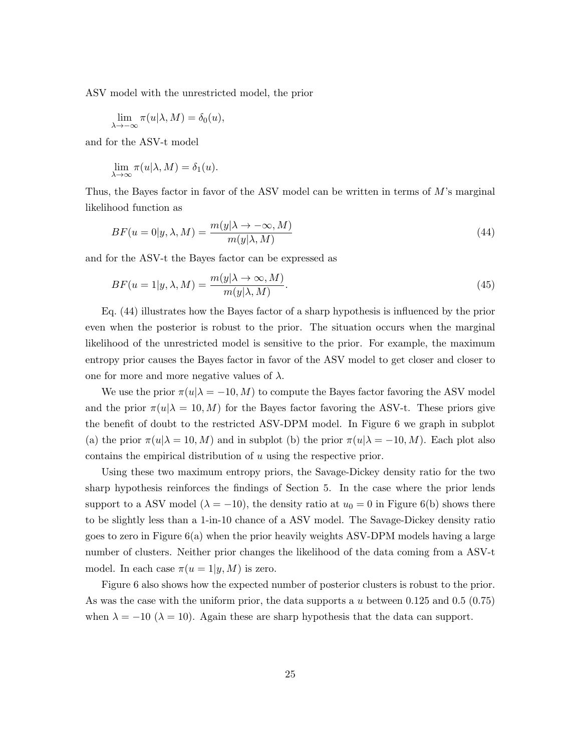ASV model with the unrestricted model, the prior

$$\lim_{\lambda \to -\infty} \pi(u|\lambda, M) = \delta_0(u),$$

and for the ASV-t model

$$\lim_{\lambda \to \infty} \pi(u|\lambda, M) = \delta_1(u).$$

Thus, the Bayes factor in favor of the ASV model can be written in terms of $M$'s marginal likelihood function as

$$BF(u = 0|y, \lambda, M) = \frac{m(y|\lambda \to -\infty, M)}{m(y|\lambda, M)} \tag{44}$$

and for the ASV-t the Bayes factor can be expressed as

$$BF(u = 1|y, \lambda, M) = \frac{m(y|\lambda \to \infty, M)}{m(y|\lambda, M)}. \tag{45}$$

Eq. (44) illustrates how the Bayes factor of a sharp hypothesis is influenced by the prior even when the posterior is robust to the prior. The situation occurs when the marginal likelihood of the unrestricted model is sensitive to the prior. For example, the maximum entropy prior causes the Bayes factor in favor of the ASV model to get closer and closer to one for more and more negative values of $\lambda$.

We use the prior $\pi(u|\lambda = -10, M)$ to compute the Bayes factor favoring the ASV model and the prior $\pi(u|\lambda = 10, M)$ for the Bayes factor favoring the ASV-t. These priors give the benefit of doubt to the restricted ASV-DPM model. In Figure 6 we graph in subplot (a) the prior $\pi(u|\lambda = 10, M)$ and in subplot (b) the prior $\pi(u|\lambda = -10, M)$. Each plot also contains the empirical distribution of $u$ using the respective prior.

Using these two maximum entropy priors, the Savage-Dickey density ratio for the two sharp hypothesis reinforces the findings of Section 5. In the case where the prior lends support to a ASV model ($\lambda = -10$), the density ratio at $u_0 = 0$ in Figure 6(b) shows there to be slightly less than a 1-in-10 chance of a ASV model. The Savage-Dickey density ratio goes to zero in Figure 6(a) when the prior heavily weights ASV-DPM models having a large number of clusters. Neither prior changes the likelihood of the data coming from a ASV-t model. In each case $\pi(u = 1|y, M)$ is zero.

Figure 6 also shows how the expected number of posterior clusters is robust to the prior. As was the case with the uniform prior, the data supports a $u$ between 0.125 and 0.5 (0.75) when $\lambda = -10$ ($\lambda = 10$). Again these are sharp hypothesis that the data can support.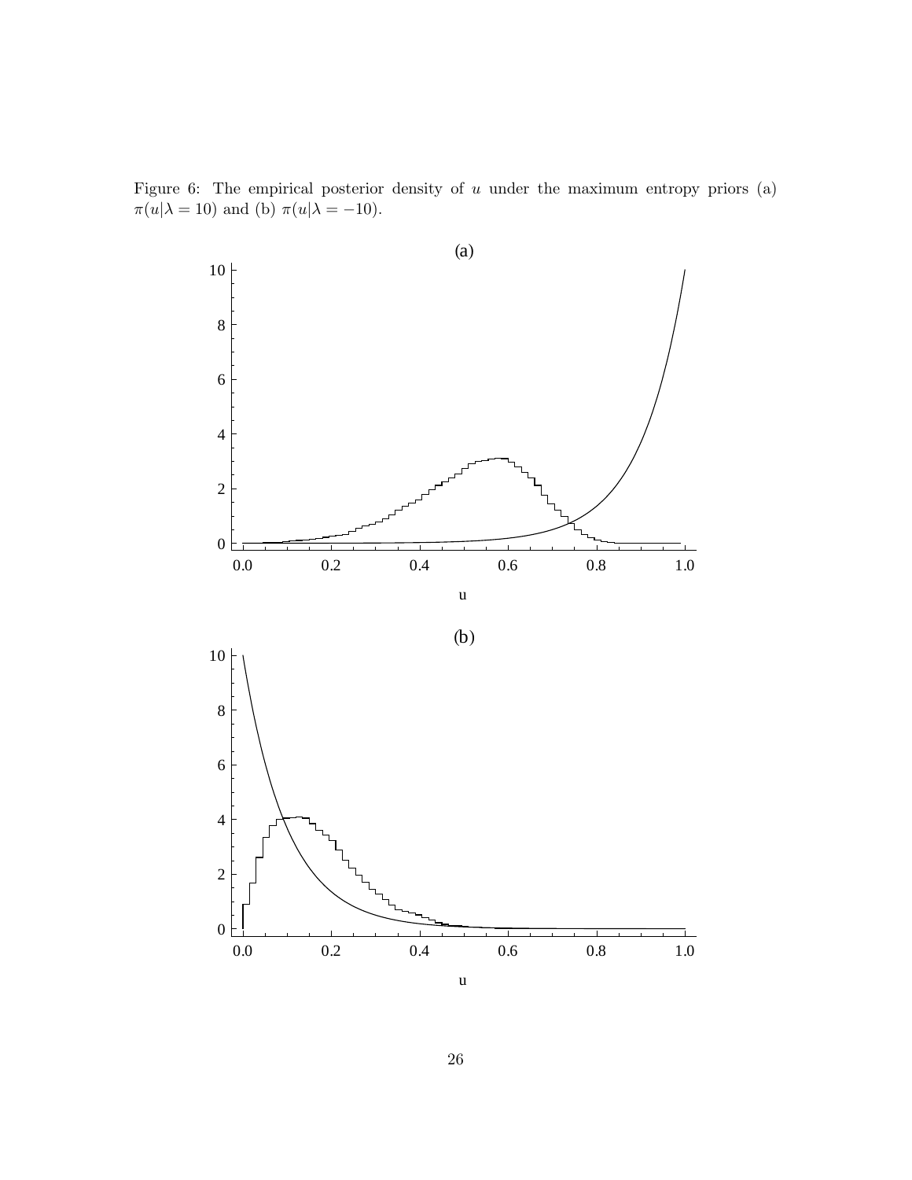Figure 6: The empirical posterior density of $u$ under the maximum entropy priors (a) $\pi(u|\lambda = 10)$ and (b) $\pi(u|\lambda = -10)$.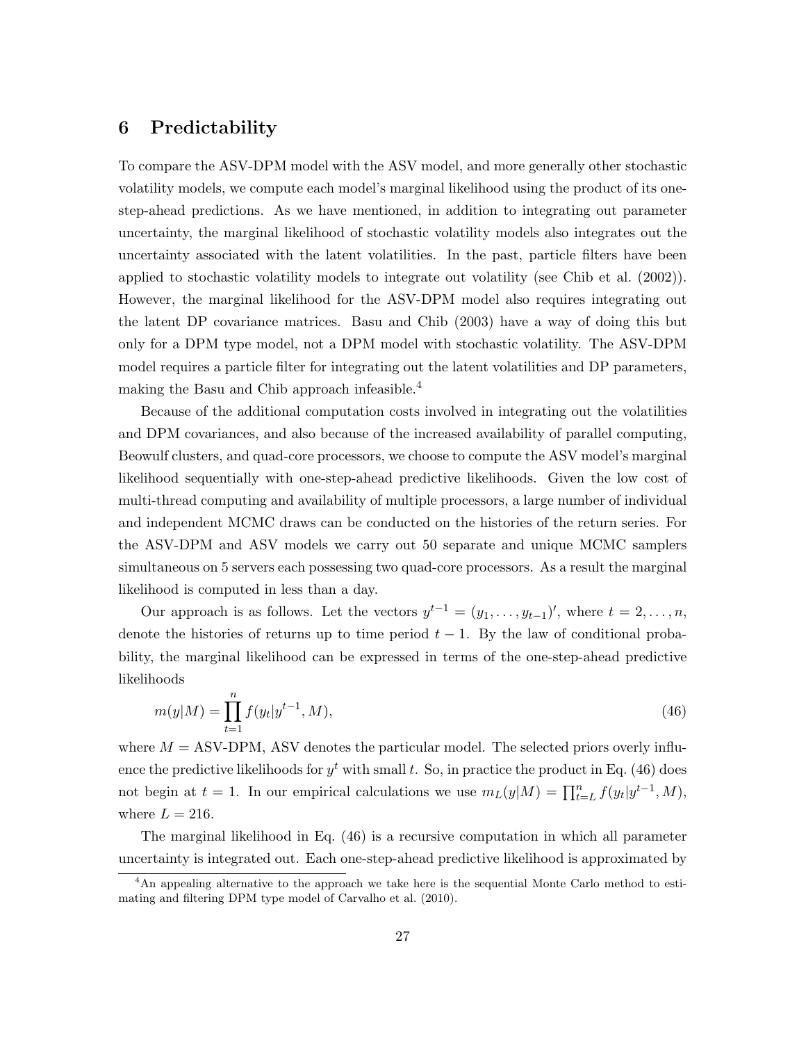## 6 Predictability

To compare the ASV-DPM model with the ASV model, and more generally other stochastic volatility models, we compute each model's marginal likelihood using the product of its one-step-ahead predictions. As we have mentioned, in addition to integrating out parameter uncertainty, the marginal likelihood of stochastic volatility models also integrates out the uncertainty associated with the latent volatilities. In the past, particle filters have been applied to stochastic volatility models to integrate out volatility (see Chib et al. (2002)). However, the marginal likelihood for the ASV-DPM model also requires integrating out the latent DP covariance matrices. Basu and Chib (2003) have a way of doing this but only for a DPM type model, not a DPM model with stochastic volatility. The ASV-DPM model requires a particle filter for integrating out the latent volatilities and DP parameters, making the Basu and Chib approach infeasible.[4]

Because of the additional computation costs involved in integrating out the volatilities and DPM covariances, and also because of the increased availability of parallel computing, Beowulf clusters, and quad-core processors, we choose to compute the ASV model's marginal likelihood sequentially with one-step-ahead predictive likelihoods. Given the low cost of multi-thread computing and availability of multiple processors, a large number of individual and independent MCMC draws can be conducted on the histories of the return series. For the ASV-DPM and ASV models we carry out 50 separate and unique MCMC samplers simultaneous on 5 servers each possessing two quad-core processors. As a result the marginal likelihood is computed in less than a day.

Our approach is as follows. Let the vectors $y^{t-1} = (y_1, \ldots, y_{t-1})'$, where $t = 2, \ldots, n$, denote the histories of returns up to time period $t-1$. By the law of conditional probability, the marginal likelihood can be expressed in terms of the one-step-ahead predictive likelihoods

$$m(y|M) = \prod_{t=1}^{n} f(y_t|y^{t-1}, M), \tag{46}$$

where $M =$ ASV-DPM, ASV denotes the particular model. The selected priors overly influence the predictive likelihoods for $y^t$ with small $t$. So, in practice the product in Eq. (46) does not begin at $t = 1$. In our empirical calculations we use $m_L(y|M) = \prod_{t=L}^{n} f(y_t|y^{t-1}, M)$, where $L = 216$.

The marginal likelihood in Eq. (46) is a recursive computation in which all parameter uncertainty is integrated out. Each one-step-ahead predictive likelihood is approximated by

[4] An appealing alternative to the approach we take here is the sequential Monte Carlo method to estimating and filtering DPM type model of Carvalho et al. (2010).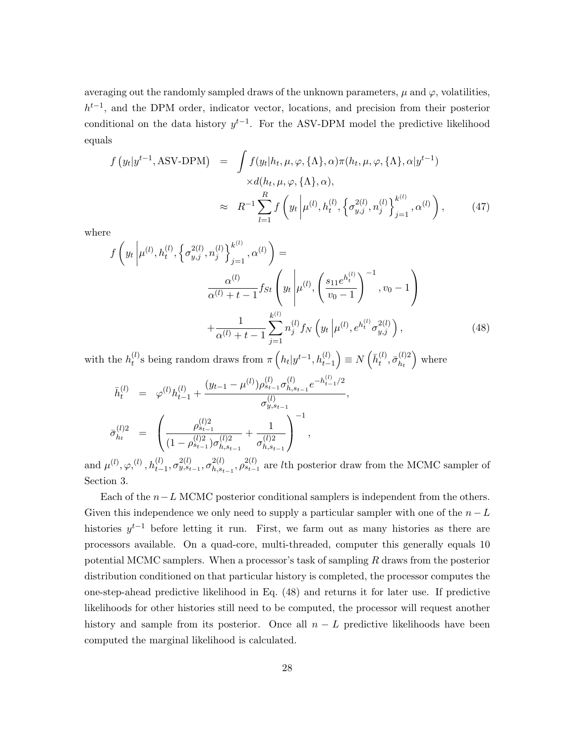averaging out the randomly sampled draws of the unknown parameters, $\mu$ and $\varphi$, volatilities, $h^{t-1}$, and the DPM order, indicator vector, locations, and precision from their posterior conditional on the data history $y^{t-1}$. For the ASV-DPM model the predictive likelihood equals

$$
\begin{aligned}
f\left(y_t|y^{t-1}, \text{ASV-DPM}\right) &= \int f(y_t|h_t, \mu, \varphi, \{\Lambda\}, \alpha)\pi(h_t, \mu, \varphi, \{\Lambda\}, \alpha|y^{t-1}) \\
&\quad \times d(h_t, \mu, \varphi, \{\Lambda\}, \alpha), \\
&\approx R^{-1}\sum_{l=1}^{R} f\left(y_t \left| \mu^{(l)}, h_t^{(l)}, \left\{\sigma_{y,j}^{2(l)}, n_j^{(l)}\right\}_{j=1}^{k^{(l)}}, \alpha^{(l)}\right.\right), \qquad (47)
\end{aligned}
$$

where

$$
\begin{aligned}
f\left(y_t \left| \mu^{(l)}, h_t^{(l)}, \left\{\sigma_{y,j}^{2(l)}, n_j^{(l)}\right\}_{j=1}^{k^{(l)}}, \alpha^{(l)}\right.\right) &= \\
&\frac{\alpha^{(l)}}{\alpha^{(l)}+t-1} f_{St}\left(y_t \left| \mu^{(l)}, \left(\frac{s_{11}e^{h_t^{(l)}}}{v_0-1}\right)^{-1}, v_0-1\right.\right) \\
&+\frac{1}{\alpha^{(l)}+t-1}\sum_{j=1}^{k^{(l)}} n_j^{(l)} f_N\left(y_t \left| \mu^{(l)}, e^{h_t^{(l)}}\sigma_{y,j}^{2(l)}\right.\right), \qquad (48)
\end{aligned}
$$

with the $h_t^{(l)}$s being random draws from $\pi\left(h_t|y^{t-1}, h_{t-1}^{(l)}\right) \equiv N\left(\bar{h}_t^{(l)}, \bar{\sigma}_{h_t}^{(l)2}\right)$ where

$$
\begin{aligned}
\bar{h}_t^{(l)} &= \varphi^{(l)}h_{t-1}^{(l)} + \frac{(y_{t-1}-\mu^{(l)})\rho_{s_{t-1}}^{(l)}\sigma_{h,s_{t-1}}^{(l)}e^{-h_{t-1}^{(l)}/2}}{\sigma_{y,s_{t-1}}^{(l)}}, \\
\bar{\sigma}_{h_t}^{(l)2} &= \left(\frac{\rho_{s_{t-1}}^{(l)2}}{(1-\rho_{s_{t-1}}^{(l)2})\sigma_{h,s_{t-1}}^{(l)2}} + \frac{1}{\sigma_{h,s_{t-1}}^{(l)2}}\right)^{-1},
\end{aligned}
$$

and $\mu^{(l)}, \varphi,^{(l)}, h_{t-1}^{(l)}, \sigma_{y,s_{t-1}}^{2(l)}, \sigma_{h,s_{t-1}}^{2(l)}, \rho_{s_{t-1}}^{2(l)}$ are $l$th posterior draw from the MCMC sampler of Section 3.

Each of the $n-L$ MCMC posterior conditional samplers is independent from the others. Given this independence we only need to supply a particular sampler with one of the $n-L$ histories $y^{t-1}$ before letting it run. First, we farm out as many histories as there are processors available. On a quad-core, multi-threaded, computer this generally equals 10 potential MCMC samplers. When a processor's task of sampling $R$ draws from the posterior distribution conditioned on that particular history is completed, the processor computes the one-step-ahead predictive likelihood in Eq. (48) and returns it for later use. If predictive likelihoods for other histories still need to be computed, the processor will request another history and sample from its posterior. Once all $n-L$ predictive likelihoods have been computed the marginal likelihood is calculated.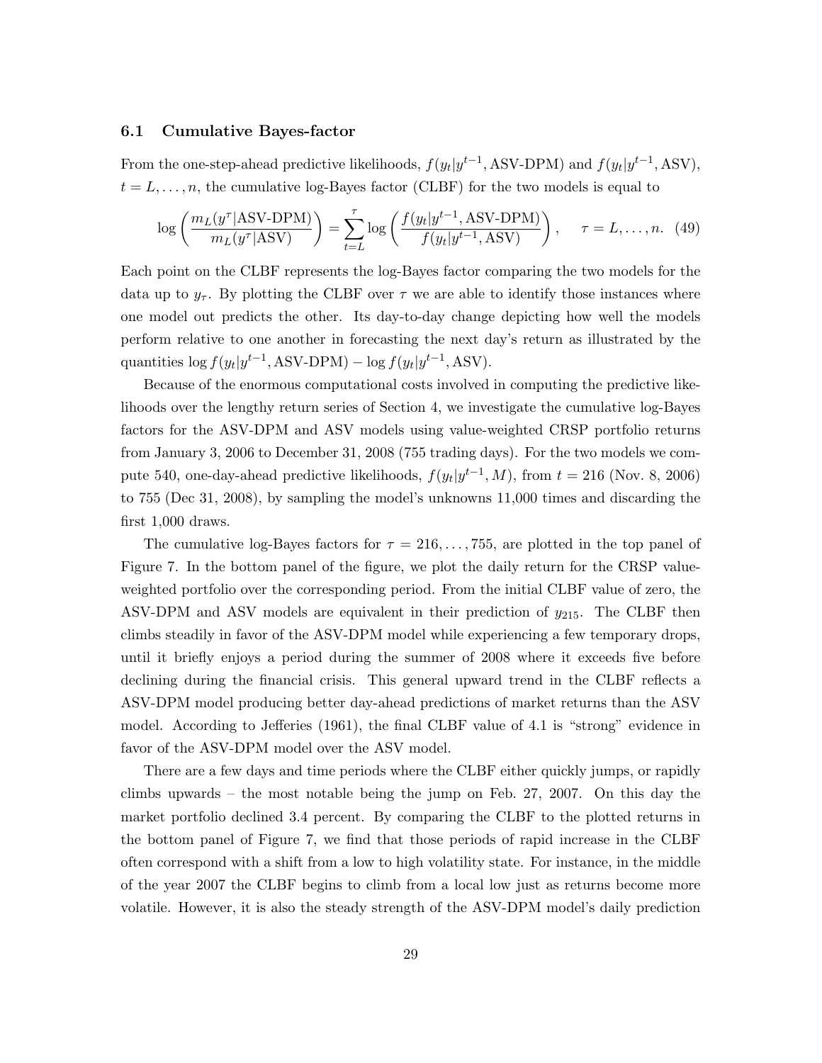### 6.1 Cumulative Bayes-factor

From the one-step-ahead predictive likelihoods, $f(y_t|y^{t-1}, \text{ASV-DPM})$ and $f(y_t|y^{t-1}, \text{ASV})$, $t = L, \ldots, n$, the cumulative log-Bayes factor (CLBF) for the two models is equal to

$$\log\left(\frac{m_L(y^\tau|\text{ASV-DPM})}{m_L(y^\tau|\text{ASV})}\right) = \sum_{t=L}^{\tau} \log\left(\frac{f(y_t|y^{t-1}, \text{ASV-DPM})}{f(y_t|y^{t-1}, \text{ASV})}\right), \quad \tau = L, \ldots, n. \quad (49)$$

Each point on the CLBF represents the log-Bayes factor comparing the two models for the data up to $y_\tau$. By plotting the CLBF over $\tau$ we are able to identify those instances where one model out predicts the other. Its day-to-day change depicting how well the models perform relative to one another in forecasting the next day's return as illustrated by the quantities $\log f(y_t|y^{t-1}, \text{ASV-DPM}) - \log f(y_t|y^{t-1}, \text{ASV})$.

Because of the enormous computational costs involved in computing the predictive likelihoods over the lengthy return series of Section 4, we investigate the cumulative log-Bayes factors for the ASV-DPM and ASV models using value-weighted CRSP portfolio returns from January 3, 2006 to December 31, 2008 (755 trading days). For the two models we compute 540, one-day-ahead predictive likelihoods, $f(y_t|y^{t-1}, M)$, from $t = 216$ (Nov. 8, 2006) to 755 (Dec 31, 2008), by sampling the model's unknowns 11,000 times and discarding the first 1,000 draws.

The cumulative log-Bayes factors for $\tau = 216, \ldots, 755$, are plotted in the top panel of Figure 7. In the bottom panel of the figure, we plot the daily return for the CRSP value-weighted portfolio over the corresponding period. From the initial CLBF value of zero, the ASV-DPM and ASV models are equivalent in their prediction of $y_{215}$. The CLBF then climbs steadily in favor of the ASV-DPM model while experiencing a few temporary drops, until it briefly enjoys a period during the summer of 2008 where it exceeds five before declining during the financial crisis. This general upward trend in the CLBF reflects a ASV-DPM model producing better day-ahead predictions of market returns than the ASV model. According to Jefferies (1961), the final CLBF value of 4.1 is "strong" evidence in favor of the ASV-DPM model over the ASV model.

There are a few days and time periods where the CLBF either quickly jumps, or rapidly climbs upwards – the most notable being the jump on Feb. 27, 2007. On this day the market portfolio declined 3.4 percent. By comparing the CLBF to the plotted returns in the bottom panel of Figure 7, we find that those periods of rapid increase in the CLBF often correspond with a shift from a low to high volatility state. For instance, in the middle of the year 2007 the CLBF begins to climb from a local low just as returns become more volatile. However, it is also the steady strength of the ASV-DPM model's daily prediction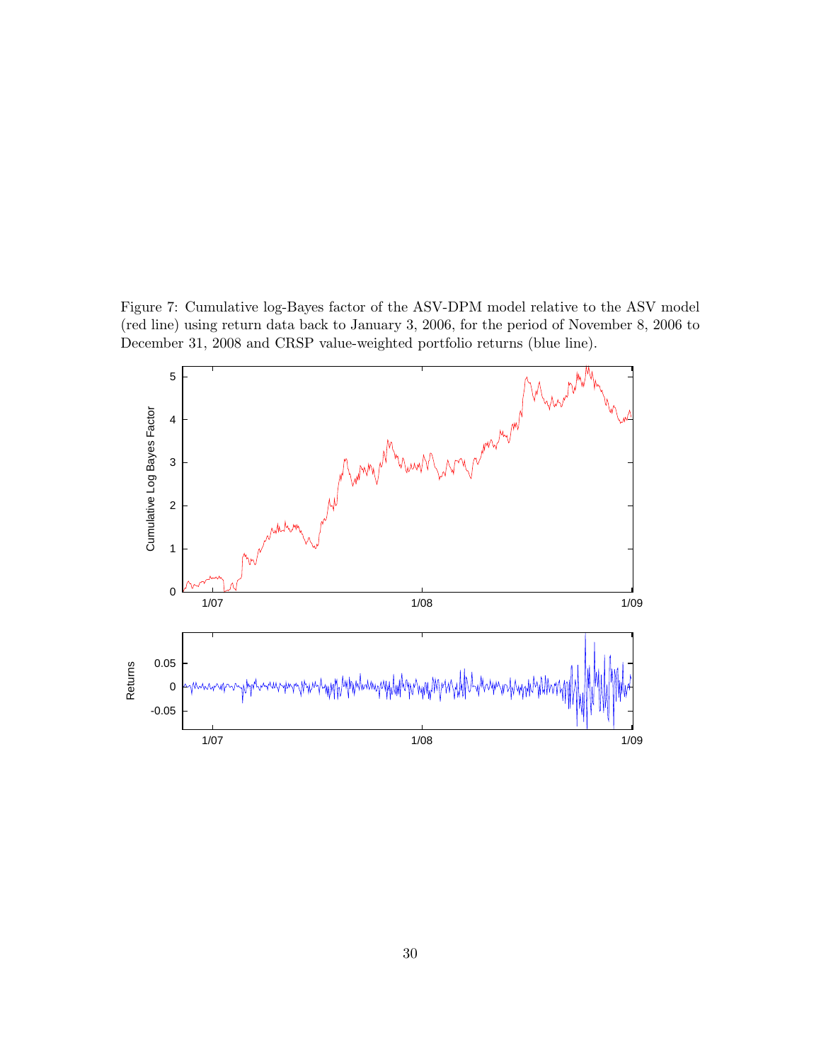Figure 7: Cumulative log-Bayes factor of the ASV-DPM model relative to the ASV model (red line) using return data back to January 3, 2006, for the period of November 8, 2006 to December 31, 2008 and CRSP value-weighted portfolio returns (blue line).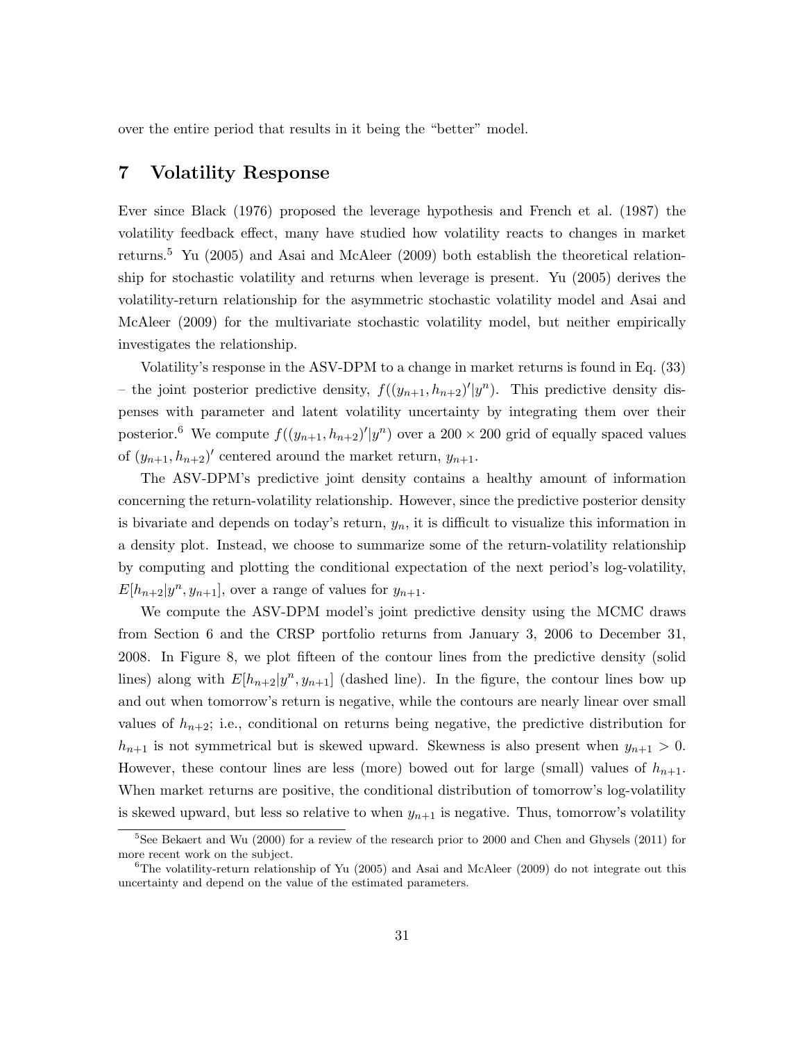over the entire period that results in it being the "better" model.

## 7 Volatility Response

Ever since Black (1976) proposed the leverage hypothesis and French et al. (1987) the volatility feedback effect, many have studied how volatility reacts to changes in market returns.[5] Yu (2005) and Asai and McAleer (2009) both establish the theoretical relationship for stochastic volatility and returns when leverage is present. Yu (2005) derives the volatility-return relationship for the asymmetric stochastic volatility model and Asai and McAleer (2009) for the multivariate stochastic volatility model, but neither empirically investigates the relationship.

Volatility's response in the ASV-DPM to a change in market returns is found in Eq. (33) – the joint posterior predictive density, $f((y_{n+1}, h_{n+2})'|y^n)$. This predictive density dispenses with parameter and latent volatility uncertainty by integrating them over their posterior.[6] We compute $f((y_{n+1}, h_{n+2})'|y^n)$ over a $200 \times 200$ grid of equally spaced values of $(y_{n+1}, h_{n+2})'$ centered around the market return, $y_{n+1}$.

The ASV-DPM's predictive joint density contains a healthy amount of information concerning the return-volatility relationship. However, since the predictive posterior density is bivariate and depends on today's return, $y_n$, it is difficult to visualize this information in a density plot. Instead, we choose to summarize some of the return-volatility relationship by computing and plotting the conditional expectation of the next period's log-volatility, $E[h_{n+2}|y^n, y_{n+1}]$, over a range of values for $y_{n+1}$.

We compute the ASV-DPM model's joint predictive density using the MCMC draws from Section 6 and the CRSP portfolio returns from January 3, 2006 to December 31, 2008. In Figure 8, we plot fifteen of the contour lines from the predictive density (solid lines) along with $E[h_{n+2}|y^n, y_{n+1}]$ (dashed line). In the figure, the contour lines bow up and out when tomorrow's return is negative, while the contours are nearly linear over small values of $h_{n+2}$; i.e., conditional on returns being negative, the predictive distribution for $h_{n+1}$ is not symmetrical but is skewed upward. Skewness is also present when $y_{n+1} > 0$. However, these contour lines are less (more) bowed out for large (small) values of $h_{n+1}$. When market returns are positive, the conditional distribution of tomorrow's log-volatility is skewed upward, but less so relative to when $y_{n+1}$ is negative. Thus, tomorrow's volatility

[5] See Bekaert and Wu (2000) for a review of the research prior to 2000 and Chen and Ghysels (2011) for more recent work on the subject.

[6] The volatility-return relationship of Yu (2005) and Asai and McAleer (2009) do not integrate out this uncertainty and depend on the value of the estimated parameters.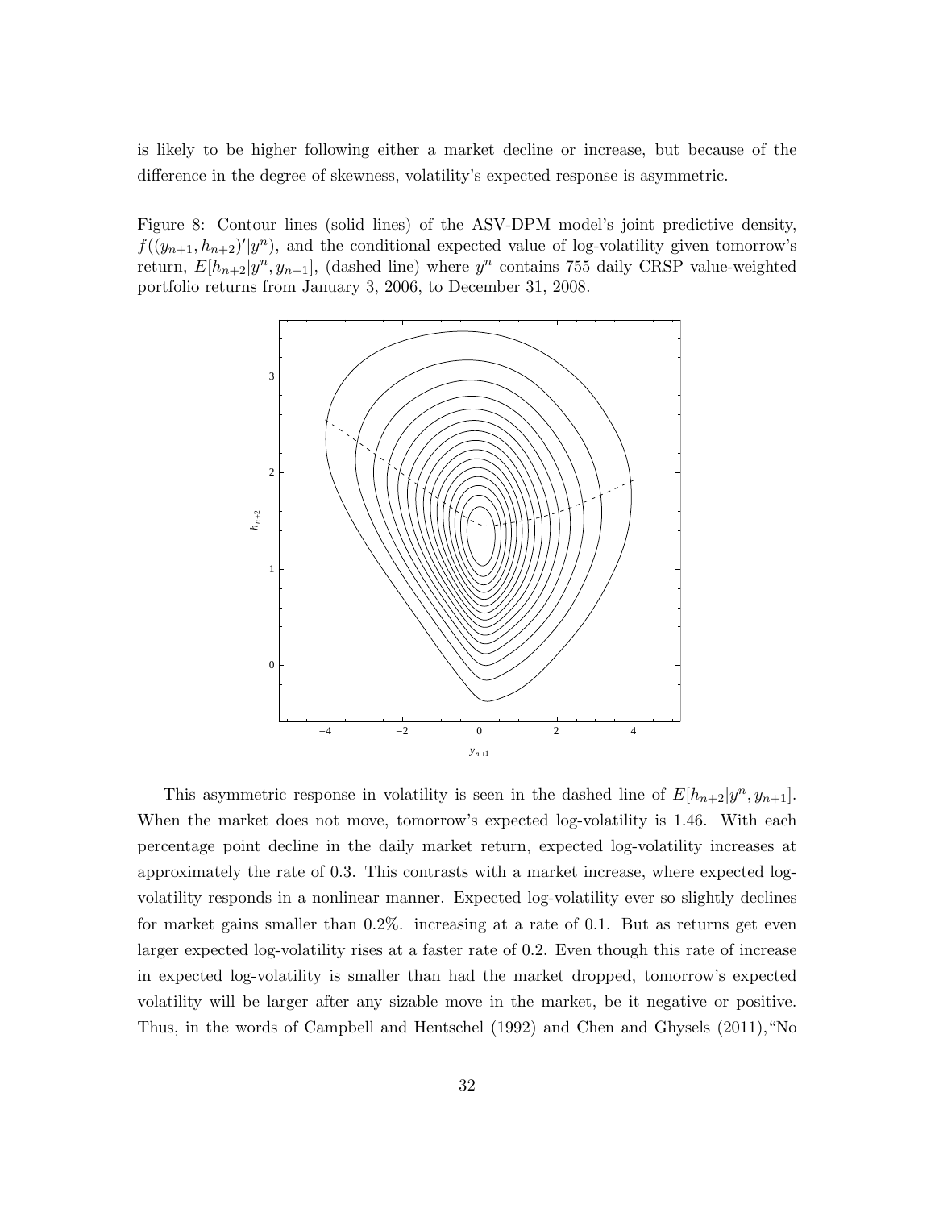is likely to be higher following either a market decline or increase, but because of the difference in the degree of skewness, volatility's expected response is asymmetric.

Figure 8: Contour lines (solid lines) of the ASV-DPM model's joint predictive density, $f((y_{n+1}, h_{n+2})'|y^n)$, and the conditional expected value of log-volatility given tomorrow's return, $E[h_{n+2}|y^n, y_{n+1}]$, (dashed line) where $y^n$ contains 755 daily CRSP value-weighted portfolio returns from January 3, 2006, to December 31, 2008.

This asymmetric response in volatility is seen in the dashed line of $E[h_{n+2}|y^n, y_{n+1}]$. When the market does not move, tomorrow's expected log-volatility is 1.46. With each percentage point decline in the daily market return, expected log-volatility increases at approximately the rate of 0.3. This contrasts with a market increase, where expected log-volatility responds in a nonlinear manner. Expected log-volatility ever so slightly declines for market gains smaller than 0.2%. increasing at a rate of 0.1. But as returns get even larger expected log-volatility rises at a faster rate of 0.2. Even though this rate of increase in expected log-volatility is smaller than had the market dropped, tomorrow's expected volatility will be larger after any sizable move in the market, be it negative or positive. Thus, in the words of Campbell and Hentschel (1992) and Chen and Ghysels (2011),"No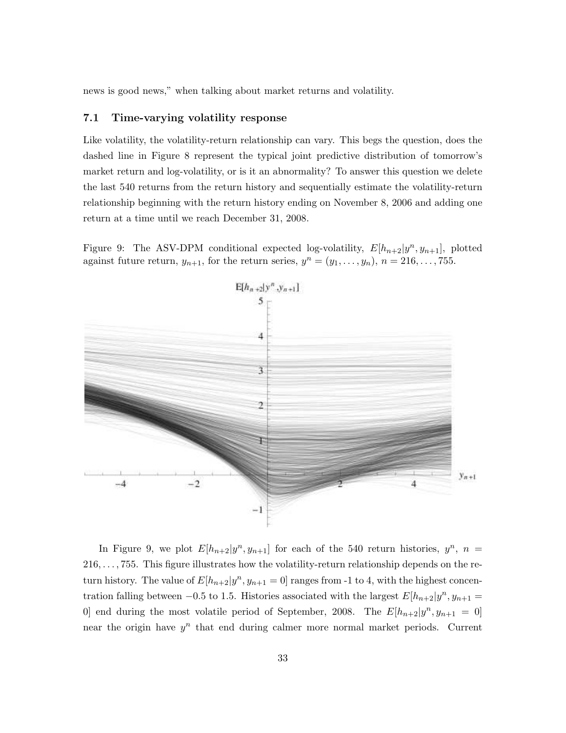news is good news," when talking about market returns and volatility.

### 7.1 Time-varying volatility response

Like volatility, the volatility-return relationship can vary. This begs the question, does the dashed line in Figure 8 represent the typical joint predictive distribution of tomorrow's market return and log-volatility, or is it an abnormality? To answer this question we delete the last 540 returns from the return history and sequentially estimate the volatility-return relationship beginning with the return history ending on November 8, 2006 and adding one return at a time until we reach December 31, 2008.

Figure 9: The ASV-DPM conditional expected log-volatility, $E[h_{n+2}|y^n, y_{n+1}]$, plotted against future return, $y_{n+1}$, for the return series, $y^n = (y_1, \ldots, y_n)$, $n = 216, \ldots, 755$.

In Figure 9, we plot $E[h_{n+2}|y^n, y_{n+1}]$ for each of the 540 return histories, $y^n$, $n = 216, \ldots, 755$. This figure illustrates how the volatility-return relationship depends on the return history. The value of $E[h_{n+2}|y^n, y_{n+1} = 0]$ ranges from -1 to 4, with the highest concentration falling between $-0.5$ to 1.5. Histories associated with the largest $E[h_{n+2}|y^n, y_{n+1} = 0]$ end during the most volatile period of September, 2008. The $E[h_{n+2}|y^n, y_{n+1} = 0]$ near the origin have $y^n$ that end during calmer more normal market periods. Current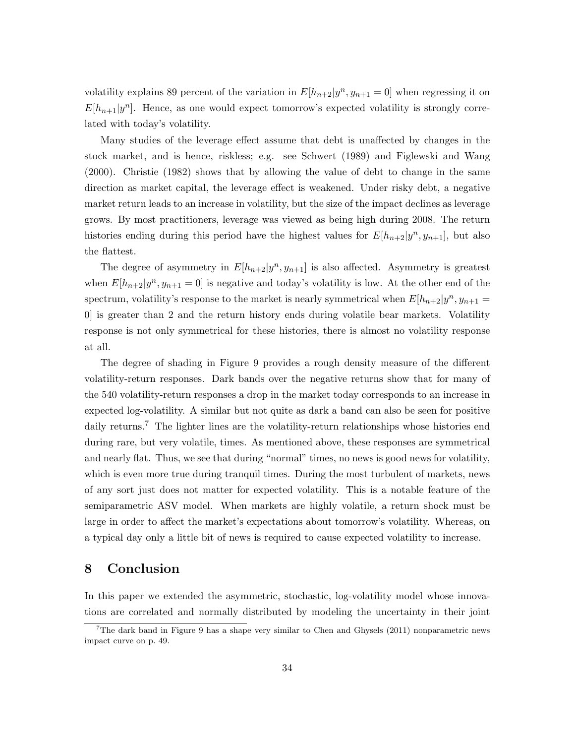volatility explains 89 percent of the variation in $E[h_{n+2}|y^n, y_{n+1} = 0]$ when regressing it on $E[h_{n+1}|y^n]$. Hence, as one would expect tomorrow's expected volatility is strongly correlated with today's volatility.

Many studies of the leverage effect assume that debt is unaffected by changes in the stock market, and is hence, riskless; e.g. see Schwert (1989) and Figlewski and Wang (2000). Christie (1982) shows that by allowing the value of debt to change in the same direction as market capital, the leverage effect is weakened. Under risky debt, a negative market return leads to an increase in volatility, but the size of the impact declines as leverage grows. By most practitioners, leverage was viewed as being high during 2008. The return histories ending during this period have the highest values for $E[h_{n+2}|y^n, y_{n+1}]$, but also the flattest.

The degree of asymmetry in $E[h_{n+2}|y^n, y_{n+1}]$ is also affected. Asymmetry is greatest when $E[h_{n+2}|y^n, y_{n+1} = 0]$ is negative and today's volatility is low. At the other end of the spectrum, volatility's response to the market is nearly symmetrical when $E[h_{n+2}|y^n, y_{n+1} = 0]$ is greater than 2 and the return history ends during volatile bear markets. Volatility response is not only symmetrical for these histories, there is almost no volatility response at all.

The degree of shading in Figure 9 provides a rough density measure of the different volatility-return responses. Dark bands over the negative returns show that for many of the 540 volatility-return responses a drop in the market today corresponds to an increase in expected log-volatility. A similar but not quite as dark a band can also be seen for positive daily returns.[7] The lighter lines are the volatility-return relationships whose histories end during rare, but very volatile, times. As mentioned above, these responses are symmetrical and nearly flat. Thus, we see that during "normal" times, no news is good news for volatility, which is even more true during tranquil times. During the most turbulent of markets, news of any sort just does not matter for expected volatility. This is a notable feature of the semiparametric ASV model. When markets are highly volatile, a return shock must be large in order to affect the market's expectations about tomorrow's volatility. Whereas, on a typical day only a little bit of news is required to cause expected volatility to increase.

# 8 Conclusion

In this paper we extended the asymmetric, stochastic, log-volatility model whose innovations are correlated and normally distributed by modeling the uncertainty in their joint

[7] The dark band in Figure 9 has a shape very similar to Chen and Ghysels (2011) nonparametric news impact curve on p. 49.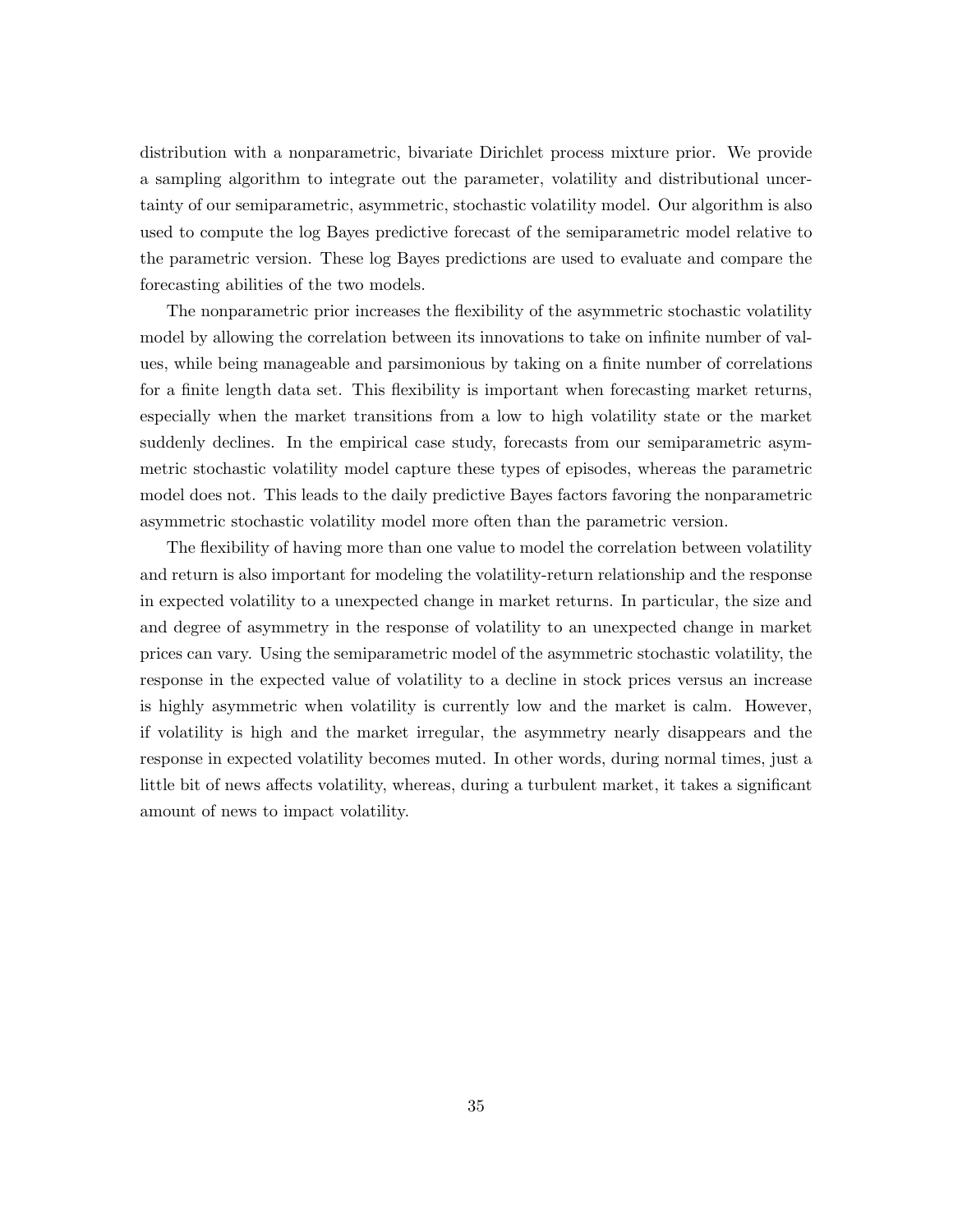distribution with a nonparametric, bivariate Dirichlet process mixture prior. We provide a sampling algorithm to integrate out the parameter, volatility and distributional uncertainty of our semiparametric, asymmetric, stochastic volatility model. Our algorithm is also used to compute the log Bayes predictive forecast of the semiparametric model relative to the parametric version. These log Bayes predictions are used to evaluate and compare the forecasting abilities of the two models.

The nonparametric prior increases the flexibility of the asymmetric stochastic volatility model by allowing the correlation between its innovations to take on infinite number of values, while being manageable and parsimonious by taking on a finite number of correlations for a finite length data set. This flexibility is important when forecasting market returns, especially when the market transitions from a low to high volatility state or the market suddenly declines. In the empirical case study, forecasts from our semiparametric asymmetric stochastic volatility model capture these types of episodes, whereas the parametric model does not. This leads to the daily predictive Bayes factors favoring the nonparametric asymmetric stochastic volatility model more often than the parametric version.

The flexibility of having more than one value to model the correlation between volatility and return is also important for modeling the volatility-return relationship and the response in expected volatility to a unexpected change in market returns. In particular, the size and and degree of asymmetry in the response of volatility to an unexpected change in market prices can vary. Using the semiparametric model of the asymmetric stochastic volatility, the response in the expected value of volatility to a decline in stock prices versus an increase is highly asymmetric when volatility is currently low and the market is calm. However, if volatility is high and the market irregular, the asymmetry nearly disappears and the response in expected volatility becomes muted. In other words, during normal times, just a little bit of news affects volatility, whereas, during a turbulent market, it takes a significant amount of news to impact volatility.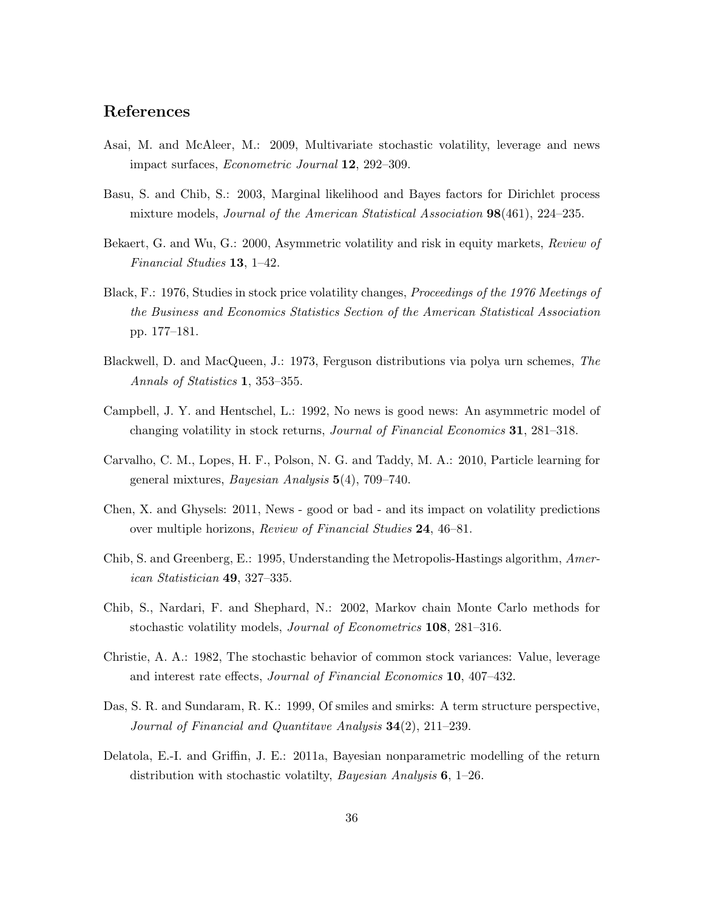## References

Asai, M. and McAleer, M.: 2009, Multivariate stochastic volatility, leverage and news impact surfaces, *Econometric Journal* **12**, 292–309.

Basu, S. and Chib, S.: 2003, Marginal likelihood and Bayes factors for Dirichlet process mixture models, *Journal of the American Statistical Association* **98**(461), 224–235.

Bekaert, G. and Wu, G.: 2000, Asymmetric volatility and risk in equity markets, *Review of Financial Studies* **13**, 1–42.

Black, F.: 1976, Studies in stock price volatility changes, *Proceedings of the 1976 Meetings of the Business and Economics Statistics Section of the American Statistical Association* pp. 177–181.

Blackwell, D. and MacQueen, J.: 1973, Ferguson distributions via polya urn schemes, *The Annals of Statistics* **1**, 353–355.

Campbell, J. Y. and Hentschel, L.: 1992, No news is good news: An asymmetric model of changing volatility in stock returns, *Journal of Financial Economics* **31**, 281–318.

Carvalho, C. M., Lopes, H. F., Polson, N. G. and Taddy, M. A.: 2010, Particle learning for general mixtures, *Bayesian Analysis* **5**(4), 709–740.

Chen, X. and Ghysels: 2011, News - good or bad - and its impact on volatility predictions over multiple horizons, *Review of Financial Studies* **24**, 46–81.

Chib, S. and Greenberg, E.: 1995, Understanding the Metropolis-Hastings algorithm, *American Statistician* **49**, 327–335.

Chib, S., Nardari, F. and Shephard, N.: 2002, Markov chain Monte Carlo methods for stochastic volatility models, *Journal of Econometrics* **108**, 281–316.

Christie, A. A.: 1982, The stochastic behavior of common stock variances: Value, leverage and interest rate effects, *Journal of Financial Economics* **10**, 407–432.

Das, S. R. and Sundaram, R. K.: 1999, Of smiles and smirks: A term structure perspective, *Journal of Financial and Quantitave Analysis* **34**(2), 211–239.

Delatola, E.-I. and Griffin, J. E.: 2011a, Bayesian nonparametric modelling of the return distribution with stochastic volatilty, *Bayesian Analysis* **6**, 1–26.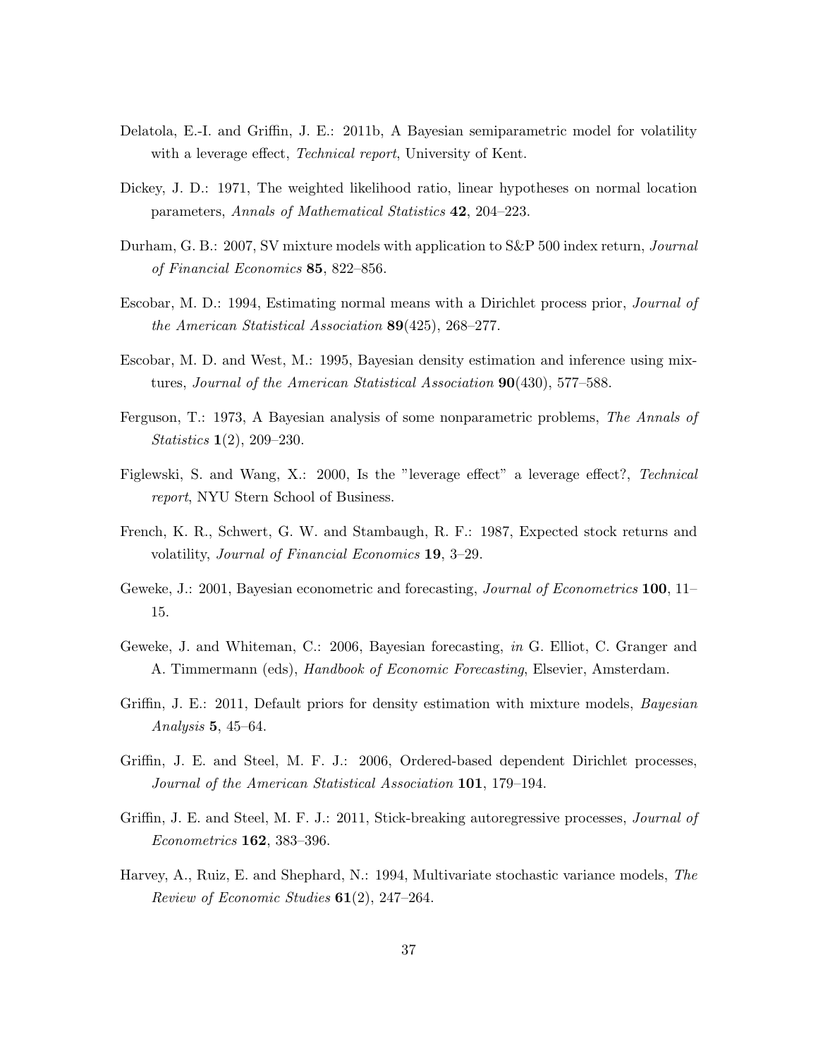Delatola, E.-I. and Griffin, J. E.: 2011b, A Bayesian semiparametric model for volatility with a leverage effect, *Technical report*, University of Kent.

Dickey, J. D.: 1971, The weighted likelihood ratio, linear hypotheses on normal location parameters, *Annals of Mathematical Statistics* **42**, 204–223.

Durham, G. B.: 2007, SV mixture models with application to S&P 500 index return, *Journal of Financial Economics* **85**, 822–856.

Escobar, M. D.: 1994, Estimating normal means with a Dirichlet process prior, *Journal of the American Statistical Association* **89**(425), 268–277.

Escobar, M. D. and West, M.: 1995, Bayesian density estimation and inference using mixtures, *Journal of the American Statistical Association* **90**(430), 577–588.

Ferguson, T.: 1973, A Bayesian analysis of some nonparametric problems, *The Annals of Statistics* **1**(2), 209–230.

Figlewski, S. and Wang, X.: 2000, Is the "leverage effect" a leverage effect?, *Technical report*, NYU Stern School of Business.

French, K. R., Schwert, G. W. and Stambaugh, R. F.: 1987, Expected stock returns and volatility, *Journal of Financial Economics* **19**, 3–29.

Geweke, J.: 2001, Bayesian econometric and forecasting, *Journal of Econometrics* **100**, 11–15.

Geweke, J. and Whiteman, C.: 2006, Bayesian forecasting, *in* G. Elliot, C. Granger and A. Timmermann (eds), *Handbook of Economic Forecasting*, Elsevier, Amsterdam.

Griffin, J. E.: 2011, Default priors for density estimation with mixture models, *Bayesian Analysis* **5**, 45–64.

Griffin, J. E. and Steel, M. F. J.: 2006, Ordered-based dependent Dirichlet processes, *Journal of the American Statistical Association* **101**, 179–194.

Griffin, J. E. and Steel, M. F. J.: 2011, Stick-breaking autoregressive processes, *Journal of Econometrics* **162**, 383–396.

Harvey, A., Ruiz, E. and Shephard, N.: 1994, Multivariate stochastic variance models, *The Review of Economic Studies* **61**(2), 247–264.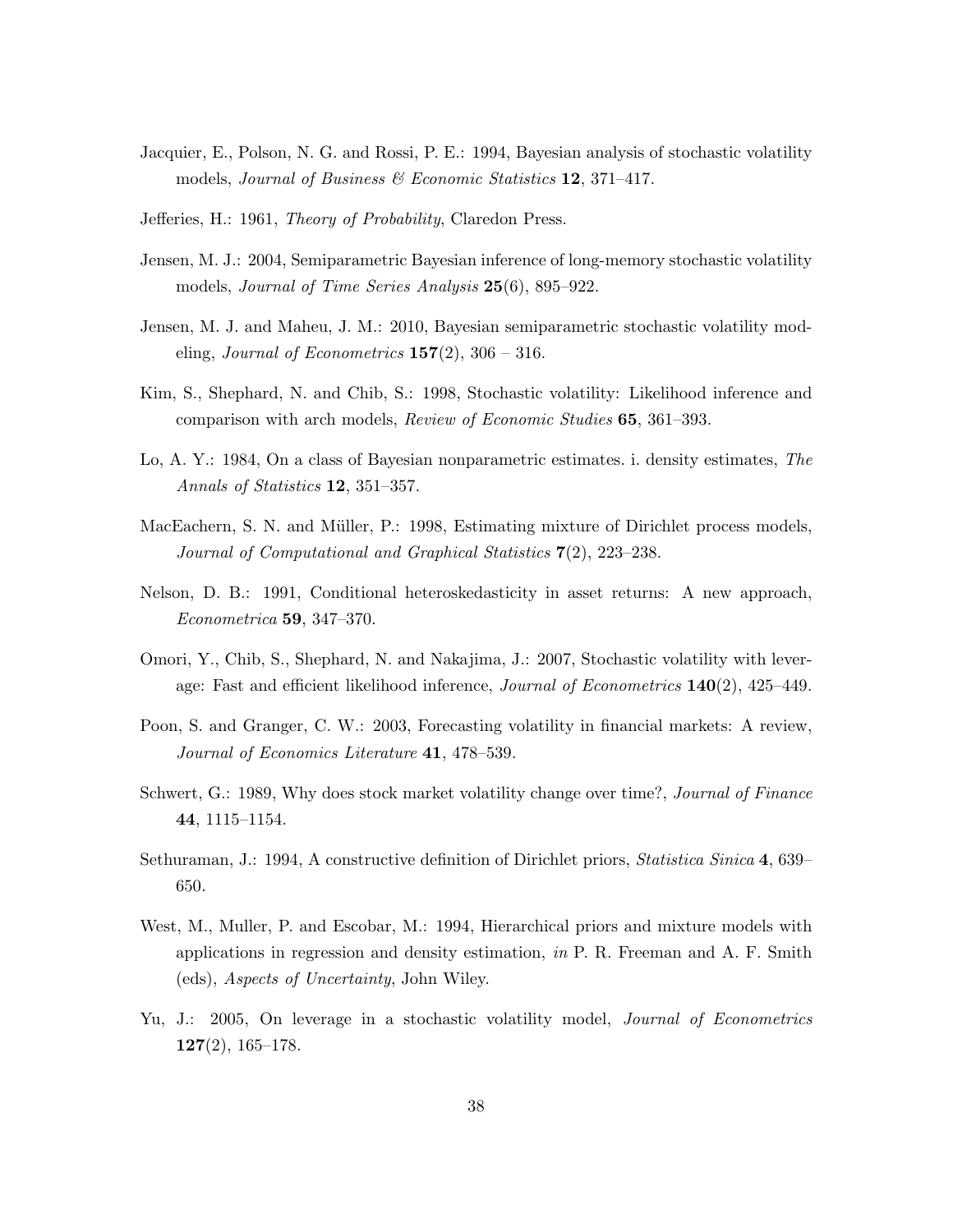Jacquier, E., Polson, N. G. and Rossi, P. E.: 1994, Bayesian analysis of stochastic volatility models, *Journal of Business & Economic Statistics* **12**, 371–417.

Jefferies, H.: 1961, *Theory of Probability*, Claredon Press.

Jensen, M. J.: 2004, Semiparametric Bayesian inference of long-memory stochastic volatility models, *Journal of Time Series Analysis* **25**(6), 895–922.

Jensen, M. J. and Maheu, J. M.: 2010, Bayesian semiparametric stochastic volatility modeling, *Journal of Econometrics* **157**(2), 306 – 316.

Kim, S., Shephard, N. and Chib, S.: 1998, Stochastic volatility: Likelihood inference and comparison with arch models, *Review of Economic Studies* **65**, 361–393.

Lo, A. Y.: 1984, On a class of Bayesian nonparametric estimates. i. density estimates, *The Annals of Statistics* **12**, 351–357.

MacEachern, S. N. and Müller, P.: 1998, Estimating mixture of Dirichlet process models, *Journal of Computational and Graphical Statistics* **7**(2), 223–238.

Nelson, D. B.: 1991, Conditional heteroskedasticity in asset returns: A new approach, *Econometrica* **59**, 347–370.

Omori, Y., Chib, S., Shephard, N. and Nakajima, J.: 2007, Stochastic volatility with leverage: Fast and efficient likelihood inference, *Journal of Econometrics* **140**(2), 425–449.

Poon, S. and Granger, C. W.: 2003, Forecasting volatility in financial markets: A review, *Journal of Economics Literature* **41**, 478–539.

Schwert, G.: 1989, Why does stock market volatility change over time?, *Journal of Finance* **44**, 1115–1154.

Sethuraman, J.: 1994, A constructive definition of Dirichlet priors, *Statistica Sinica* **4**, 639–650.

West, M., Muller, P. and Escobar, M.: 1994, Hierarchical priors and mixture models with applications in regression and density estimation, *in* P. R. Freeman and A. F. Smith (eds), *Aspects of Uncertainty*, John Wiley.

Yu, J.: 2005, On leverage in a stochastic volatility model, *Journal of Econometrics* **127**(2), 165–178.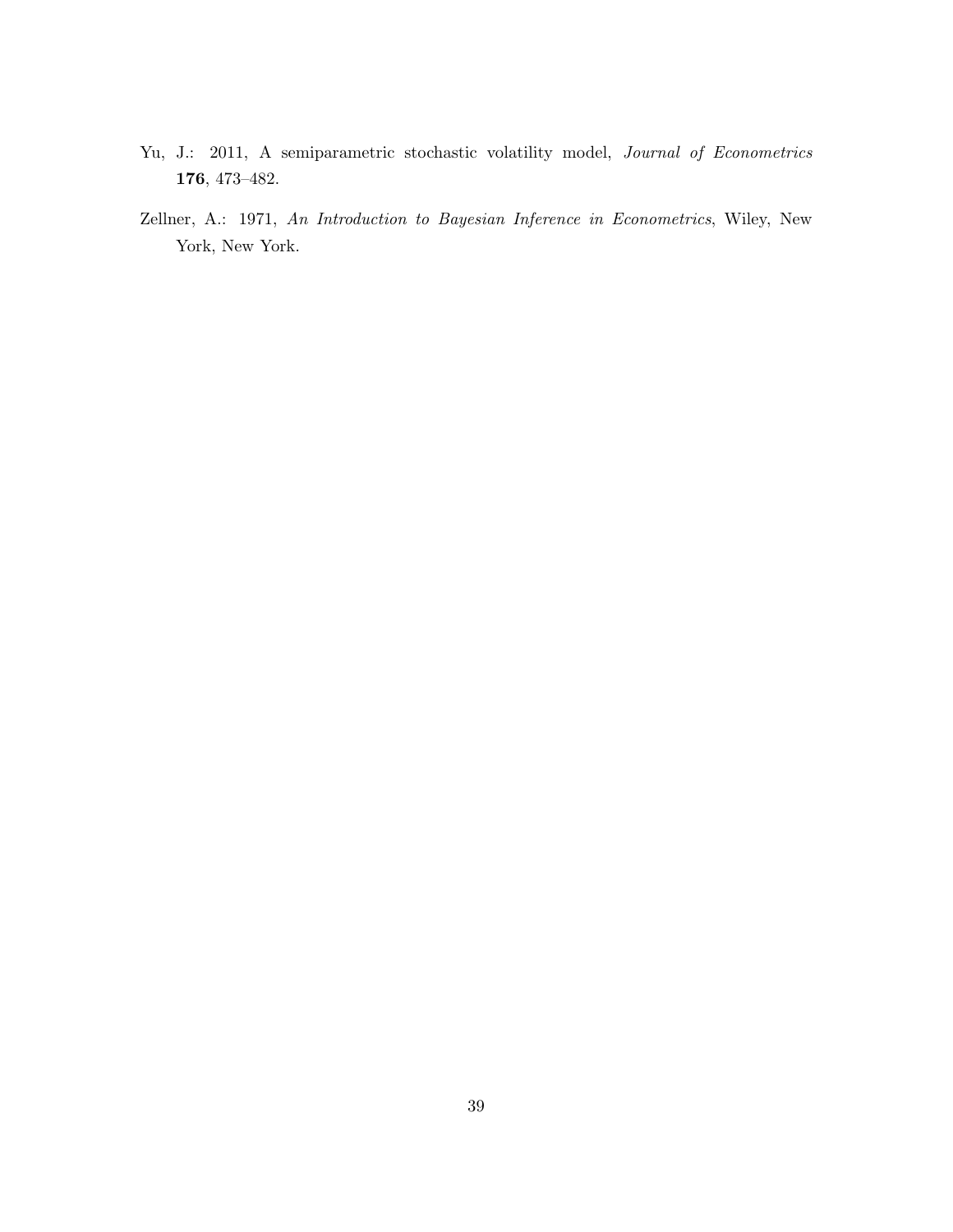Yu, J.: 2011, A semiparametric stochastic volatility model, *Journal of Econometrics* **176**, 473–482.

Zellner, A.: 1971, *An Introduction to Bayesian Inference in Econometrics*, Wiley, New York, New York.